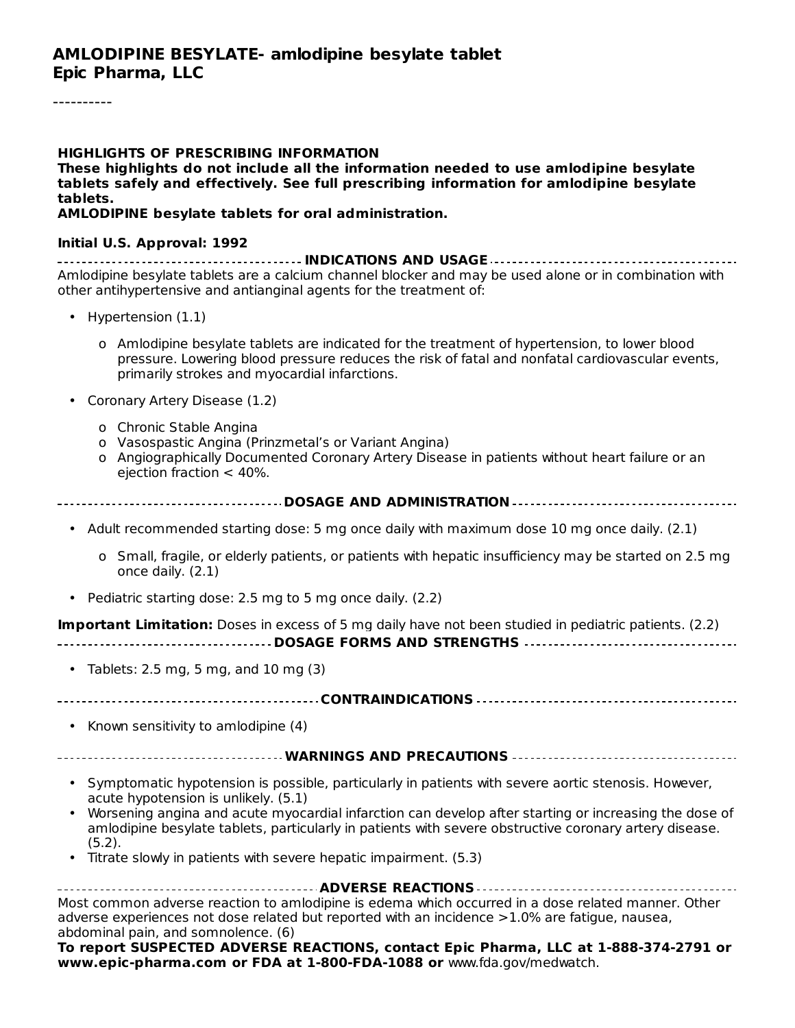# AMLODIPINE BESYLATE- amlodipine besylate tablet
## Epic Pharma, LLC

----------

**HIGHLIGHTS OF PRESCRIBING INFORMATION**
**These highlights do not include all the information needed to use amlodipine besylate tablets safely and effectively. See full prescribing information for amlodipine besylate tablets.**
**AMLODIPINE besylate tablets for oral administration.**

**Initial U.S. Approval: 1992**

**INDICATIONS AND USAGE**

Amlodipine besylate tablets are a calcium channel blocker and may be used alone or in combination with other antihypertensive and antianginal agents for the treatment of:

- Hypertension (1.1)
  - o Amlodipine besylate tablets are indicated for the treatment of hypertension, to lower blood pressure. Lowering blood pressure reduces the risk of fatal and nonfatal cardiovascular events, primarily strokes and myocardial infarctions.
- Coronary Artery Disease (1.2)
  - o Chronic Stable Angina
  - o Vasospastic Angina (Prinzmetal's or Variant Angina)
  - o Angiographically Documented Coronary Artery Disease in patients without heart failure or an ejection fraction < 40%.

**DOSAGE AND ADMINISTRATION**

- Adult recommended starting dose: 5 mg once daily with maximum dose 10 mg once daily. (2.1)
  - o Small, fragile, or elderly patients, or patients with hepatic insufficiency may be started on 2.5 mg once daily. (2.1)
- Pediatric starting dose: 2.5 mg to 5 mg once daily. (2.2)

**Important Limitation:** Doses in excess of 5 mg daily have not been studied in pediatric patients. (2.2)

**DOSAGE FORMS AND STRENGTHS**

- Tablets: 2.5 mg, 5 mg, and 10 mg (3)

**CONTRAINDICATIONS**

- Known sensitivity to amlodipine (4)

**WARNINGS AND PRECAUTIONS**

- Symptomatic hypotension is possible, particularly in patients with severe aortic stenosis. However, acute hypotension is unlikely. (5.1)
- Worsening angina and acute myocardial infarction can develop after starting or increasing the dose of amlodipine besylate tablets, particularly in patients with severe obstructive coronary artery disease. (5.2).
- Titrate slowly in patients with severe hepatic impairment. (5.3)

**ADVERSE REACTIONS**

Most common adverse reaction to amlodipine is edema which occurred in a dose related manner. Other adverse experiences not dose related but reported with an incidence >1.0% are fatigue, nausea, abdominal pain, and somnolence. (6)

**To report SUSPECTED ADVERSE REACTIONS, contact Epic Pharma, LLC at 1-888-374-2791 or www.epic-pharma.com or FDA at 1-800-FDA-1088 or** www.fda.gov/medwatch.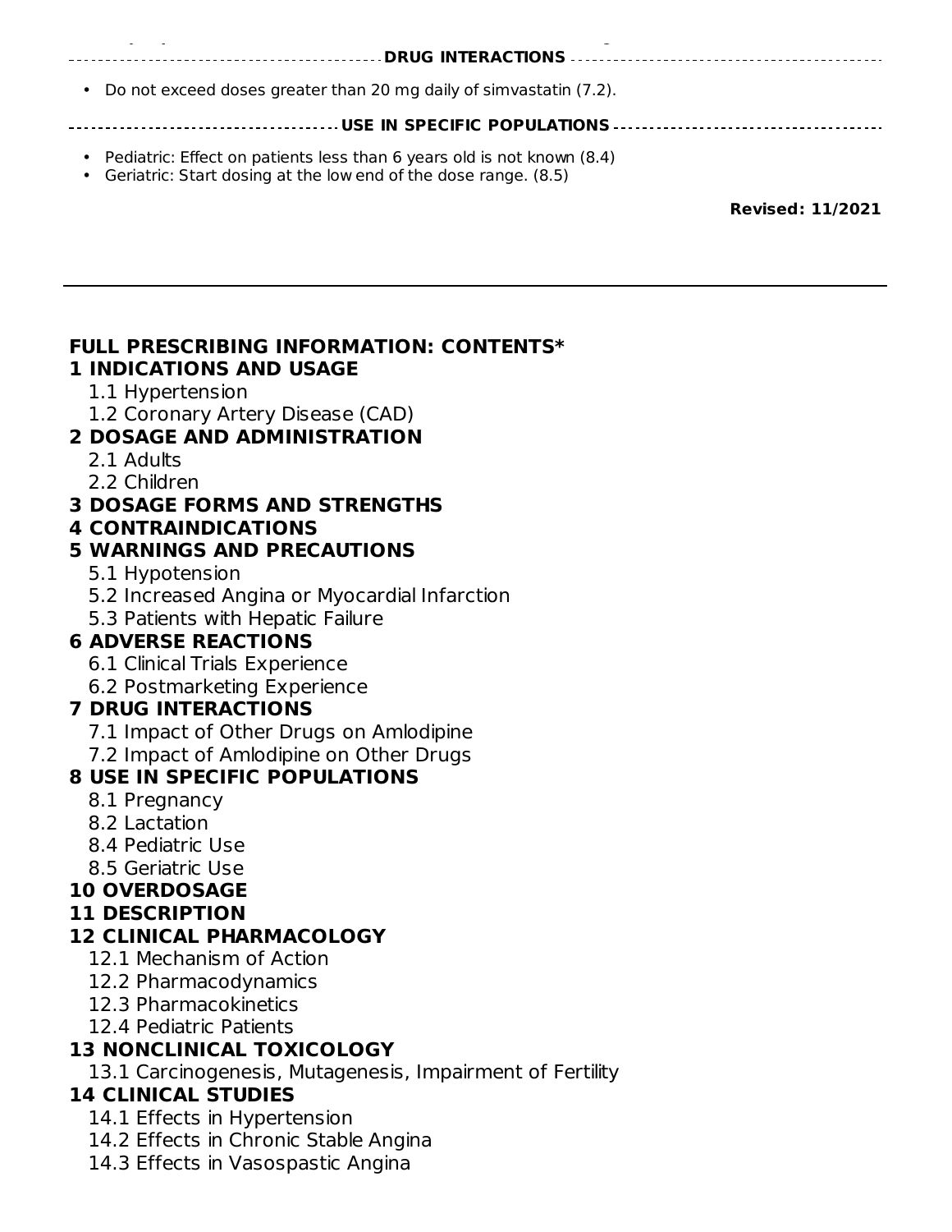## DRUG INTERACTIONS

- Do not exceed doses greater than 20 mg daily of simvastatin (7.2).

## USE IN SPECIFIC POPULATIONS

- Pediatric: Effect on patients less than 6 years old is not known (8.4)
- Geriatric: Start dosing at the low end of the dose range. (8.5)

**Revised: 11/2021**

---

# FULL PRESCRIBING INFORMATION: CONTENTS*

**1 INDICATIONS AND USAGE**
- 1.1 Hypertension
- 1.2 Coronary Artery Disease (CAD)

**2 DOSAGE AND ADMINISTRATION**
- 2.1 Adults
- 2.2 Children

**3 DOSAGE FORMS AND STRENGTHS**

**4 CONTRAINDICATIONS**

**5 WARNINGS AND PRECAUTIONS**
- 5.1 Hypotension
- 5.2 Increased Angina or Myocardial Infarction
- 5.3 Patients with Hepatic Failure

**6 ADVERSE REACTIONS**
- 6.1 Clinical Trials Experience
- 6.2 Postmarketing Experience

**7 DRUG INTERACTIONS**
- 7.1 Impact of Other Drugs on Amlodipine
- 7.2 Impact of Amlodipine on Other Drugs

**8 USE IN SPECIFIC POPULATIONS**
- 8.1 Pregnancy
- 8.2 Lactation
- 8.4 Pediatric Use
- 8.5 Geriatric Use

**10 OVERDOSAGE**

**11 DESCRIPTION**

**12 CLINICAL PHARMACOLOGY**
- 12.1 Mechanism of Action
- 12.2 Pharmacodynamics
- 12.3 Pharmacokinetics
- 12.4 Pediatric Patients

**13 NONCLINICAL TOXICOLOGY**
- 13.1 Carcinogenesis, Mutagenesis, Impairment of Fertility

**14 CLINICAL STUDIES**
- 14.1 Effects in Hypertension
- 14.2 Effects in Chronic Stable Angina
- 14.3 Effects in Vasospastic Angina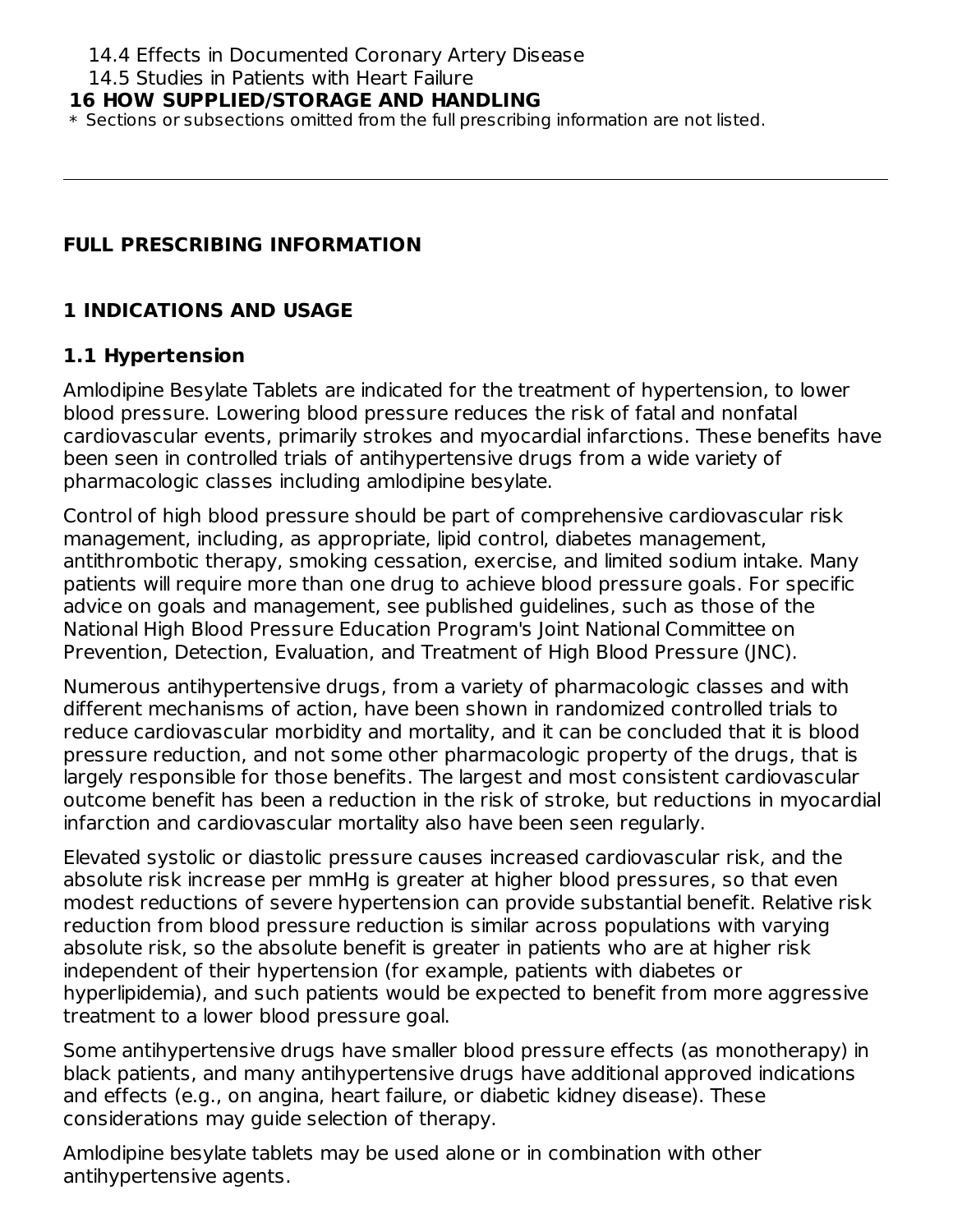14.4 Effects in Documented Coronary Artery Disease

14.5 Studies in Patients with Heart Failure

**16 HOW SUPPLIED/STORAGE AND HANDLING**

* Sections or subsections omitted from the full prescribing information are not listed.

---

## FULL PRESCRIBING INFORMATION

## 1 INDICATIONS AND USAGE

### 1.1 Hypertension

Amlodipine Besylate Tablets are indicated for the treatment of hypertension, to lower blood pressure. Lowering blood pressure reduces the risk of fatal and nonfatal cardiovascular events, primarily strokes and myocardial infarctions. These benefits have been seen in controlled trials of antihypertensive drugs from a wide variety of pharmacologic classes including amlodipine besylate.

Control of high blood pressure should be part of comprehensive cardiovascular risk management, including, as appropriate, lipid control, diabetes management, antithrombotic therapy, smoking cessation, exercise, and limited sodium intake. Many patients will require more than one drug to achieve blood pressure goals. For specific advice on goals and management, see published guidelines, such as those of the National High Blood Pressure Education Program's Joint National Committee on Prevention, Detection, Evaluation, and Treatment of High Blood Pressure (JNC).

Numerous antihypertensive drugs, from a variety of pharmacologic classes and with different mechanisms of action, have been shown in randomized controlled trials to reduce cardiovascular morbidity and mortality, and it can be concluded that it is blood pressure reduction, and not some other pharmacologic property of the drugs, that is largely responsible for those benefits. The largest and most consistent cardiovascular outcome benefit has been a reduction in the risk of stroke, but reductions in myocardial infarction and cardiovascular mortality also have been seen regularly.

Elevated systolic or diastolic pressure causes increased cardiovascular risk, and the absolute risk increase per mmHg is greater at higher blood pressures, so that even modest reductions of severe hypertension can provide substantial benefit. Relative risk reduction from blood pressure reduction is similar across populations with varying absolute risk, so the absolute benefit is greater in patients who are at higher risk independent of their hypertension (for example, patients with diabetes or hyperlipidemia), and such patients would be expected to benefit from more aggressive treatment to a lower blood pressure goal.

Some antihypertensive drugs have smaller blood pressure effects (as monotherapy) in black patients, and many antihypertensive drugs have additional approved indications and effects (e.g., on angina, heart failure, or diabetic kidney disease). These considerations may guide selection of therapy.

Amlodipine besylate tablets may be used alone or in combination with other antihypertensive agents.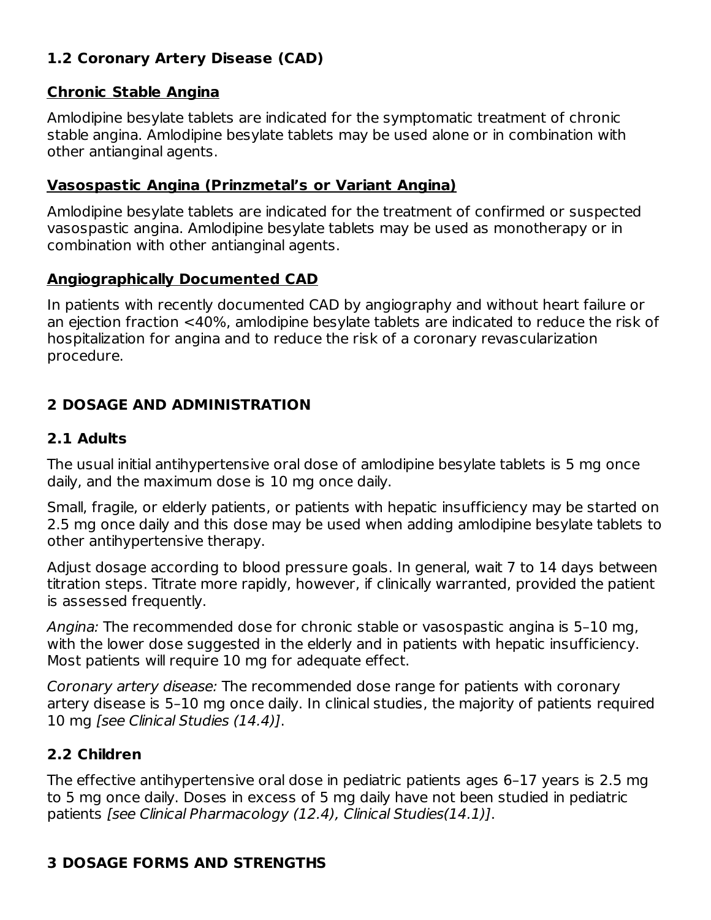### 1.2 Coronary Artery Disease (CAD)

**Chronic Stable Angina**

Amlodipine besylate tablets are indicated for the symptomatic treatment of chronic stable angina. Amlodipine besylate tablets may be used alone or in combination with other antianginal agents.

**Vasospastic Angina (Prinzmetal's or Variant Angina)**

Amlodipine besylate tablets are indicated for the treatment of confirmed or suspected vasospastic angina. Amlodipine besylate tablets may be used as monotherapy or in combination with other antianginal agents.

**Angiographically Documented CAD**

In patients with recently documented CAD by angiography and without heart failure or an ejection fraction <40%, amlodipine besylate tablets are indicated to reduce the risk of hospitalization for angina and to reduce the risk of a coronary revascularization procedure.

## 2 DOSAGE AND ADMINISTRATION

### 2.1 Adults

The usual initial antihypertensive oral dose of amlodipine besylate tablets is 5 mg once daily, and the maximum dose is 10 mg once daily.

Small, fragile, or elderly patients, or patients with hepatic insufficiency may be started on 2.5 mg once daily and this dose may be used when adding amlodipine besylate tablets to other antihypertensive therapy.

Adjust dosage according to blood pressure goals. In general, wait 7 to 14 days between titration steps. Titrate more rapidly, however, if clinically warranted, provided the patient is assessed frequently.

*Angina:* The recommended dose for chronic stable or vasospastic angina is 5–10 mg, with the lower dose suggested in the elderly and in patients with hepatic insufficiency. Most patients will require 10 mg for adequate effect.

*Coronary artery disease:* The recommended dose range for patients with coronary artery disease is 5–10 mg once daily. In clinical studies, the majority of patients required 10 mg *[see Clinical Studies (14.4)]*.

### 2.2 Children

The effective antihypertensive oral dose in pediatric patients ages 6–17 years is 2.5 mg to 5 mg once daily. Doses in excess of 5 mg daily have not been studied in pediatric patients *[see Clinical Pharmacology (12.4), Clinical Studies(14.1)]*.

## 3 DOSAGE FORMS AND STRENGTHS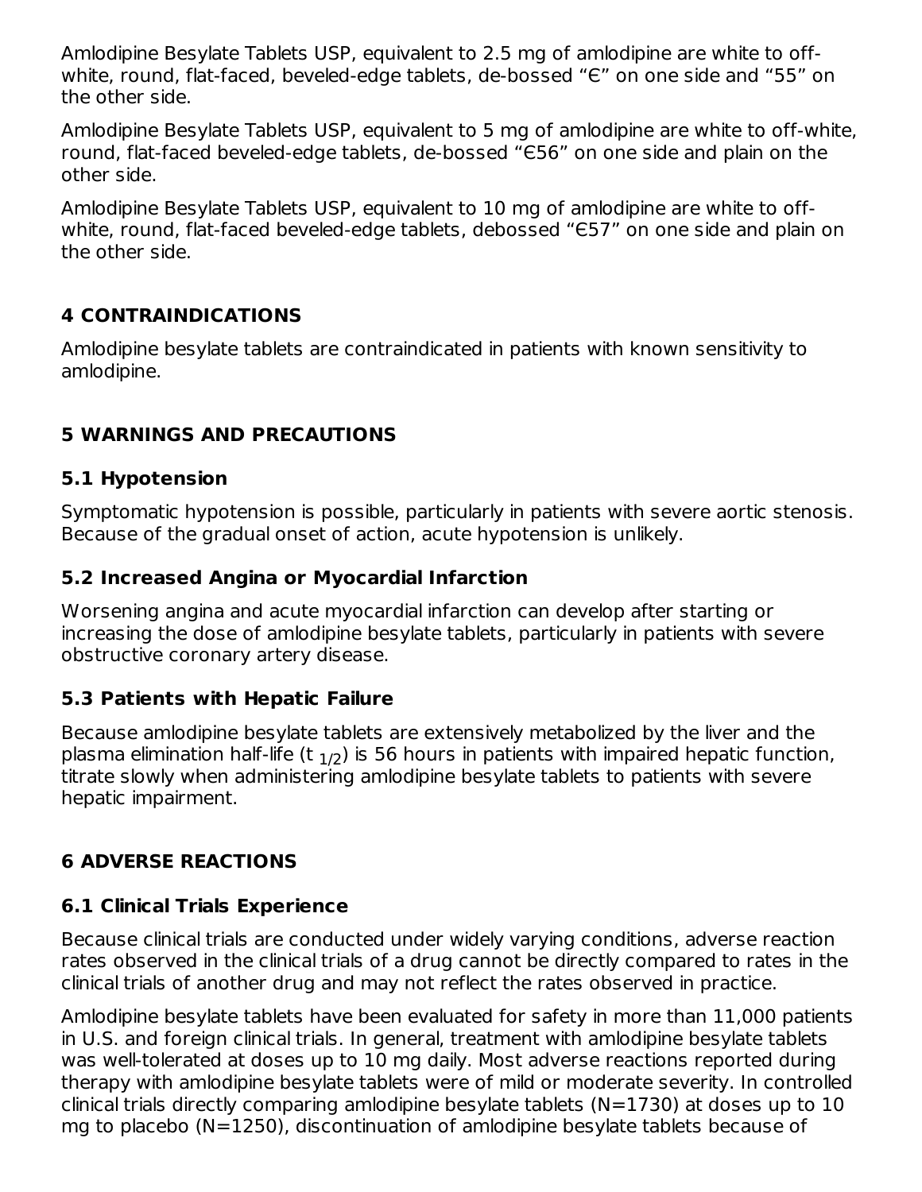Amlodipine Besylate Tablets USP, equivalent to 2.5 mg of amlodipine are white to off-white, round, flat-faced, beveled-edge tablets, de-bossed "Є" on one side and "55" on the other side.

Amlodipine Besylate Tablets USP, equivalent to 5 mg of amlodipine are white to off-white, round, flat-faced beveled-edge tablets, de-bossed "Є56" on one side and plain on the other side.

Amlodipine Besylate Tablets USP, equivalent to 10 mg of amlodipine are white to off-white, round, flat-faced beveled-edge tablets, debossed "Є57" on one side and plain on the other side.

## 4 CONTRAINDICATIONS

Amlodipine besylate tablets are contraindicated in patients with known sensitivity to amlodipine.

## 5 WARNINGS AND PRECAUTIONS

### 5.1 Hypotension

Symptomatic hypotension is possible, particularly in patients with severe aortic stenosis. Because of the gradual onset of action, acute hypotension is unlikely.

### 5.2 Increased Angina or Myocardial Infarction

Worsening angina and acute myocardial infarction can develop after starting or increasing the dose of amlodipine besylate tablets, particularly in patients with severe obstructive coronary artery disease.

### 5.3 Patients with Hepatic Failure

Because amlodipine besylate tablets are extensively metabolized by the liver and the plasma elimination half-life ($t_{1/2}$) is 56 hours in patients with impaired hepatic function, titrate slowly when administering amlodipine besylate tablets to patients with severe hepatic impairment.

## 6 ADVERSE REACTIONS

### 6.1 Clinical Trials Experience

Because clinical trials are conducted under widely varying conditions, adverse reaction rates observed in the clinical trials of a drug cannot be directly compared to rates in the clinical trials of another drug and may not reflect the rates observed in practice.

Amlodipine besylate tablets have been evaluated for safety in more than 11,000 patients in U.S. and foreign clinical trials. In general, treatment with amlodipine besylate tablets was well-tolerated at doses up to 10 mg daily. Most adverse reactions reported during therapy with amlodipine besylate tablets were of mild or moderate severity. In controlled clinical trials directly comparing amlodipine besylate tablets (N=1730) at doses up to 10 mg to placebo (N=1250), discontinuation of amlodipine besylate tablets because of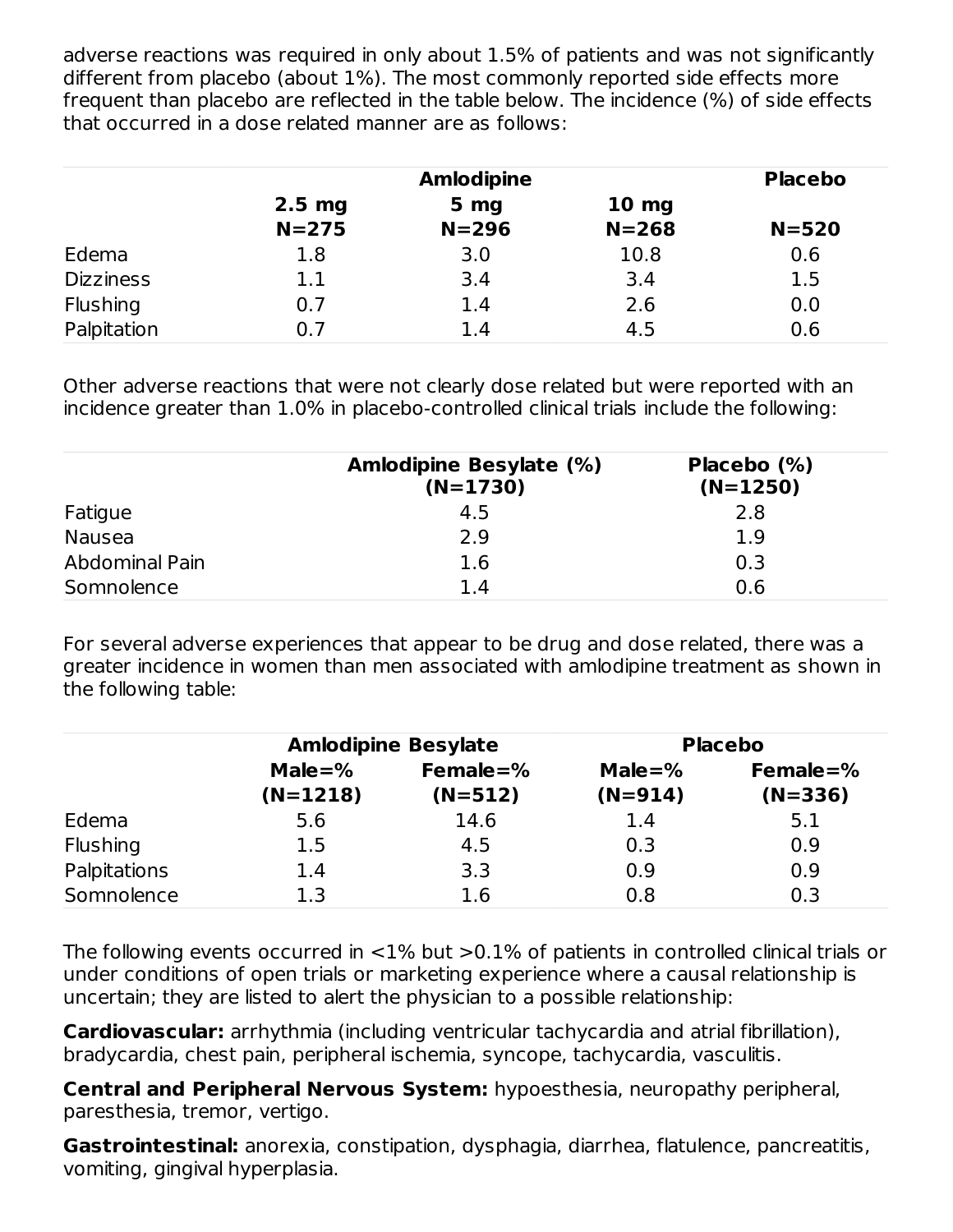adverse reactions was required in only about 1.5% of patients and was not significantly different from placebo (about 1%). The most commonly reported side effects more frequent than placebo are reflected in the table below. The incidence (%) of side effects that occurred in a dose related manner are as follows:

| | Amlodipine | | | Placebo |
|---|---|---|---|---|
| | 2.5 mg N=275 | 5 mg N=296 | 10 mg N=268 | N=520 |
| Edema | 1.8 | 3.0 | 10.8 | 0.6 |
| Dizziness | 1.1 | 3.4 | 3.4 | 1.5 |
| Flushing | 0.7 | 1.4 | 2.6 | 0.0 |
| Palpitation | 0.7 | 1.4 | 4.5 | 0.6 |

Other adverse reactions that were not clearly dose related but were reported with an incidence greater than 1.0% in placebo-controlled clinical trials include the following:

| | Amlodipine Besylate (%) (N=1730) | Placebo (%) (N=1250) |
|---|---|---|
| Fatigue | 4.5 | 2.8 |
| Nausea | 2.9 | 1.9 |
| Abdominal Pain | 1.6 | 0.3 |
| Somnolence | 1.4 | 0.6 |

For several adverse experiences that appear to be drug and dose related, there was a greater incidence in women than men associated with amlodipine treatment as shown in the following table:

| | Amlodipine Besylate | | Placebo | |
|---|---|---|---|---|
| | Male=% (N=1218) | Female=% (N=512) | Male=% (N=914) | Female=% (N=336) |
| Edema | 5.6 | 14.6 | 1.4 | 5.1 |
| Flushing | 1.5 | 4.5 | 0.3 | 0.9 |
| Palpitations | 1.4 | 3.3 | 0.9 | 0.9 |
| Somnolence | 1.3 | 1.6 | 0.8 | 0.3 |

The following events occurred in <1% but >0.1% of patients in controlled clinical trials or under conditions of open trials or marketing experience where a causal relationship is uncertain; they are listed to alert the physician to a possible relationship:

**Cardiovascular:** arrhythmia (including ventricular tachycardia and atrial fibrillation), bradycardia, chest pain, peripheral ischemia, syncope, tachycardia, vasculitis.

**Central and Peripheral Nervous System:** hypoesthesia, neuropathy peripheral, paresthesia, tremor, vertigo.

**Gastrointestinal:** anorexia, constipation, dysphagia, diarrhea, flatulence, pancreatitis, vomiting, gingival hyperplasia.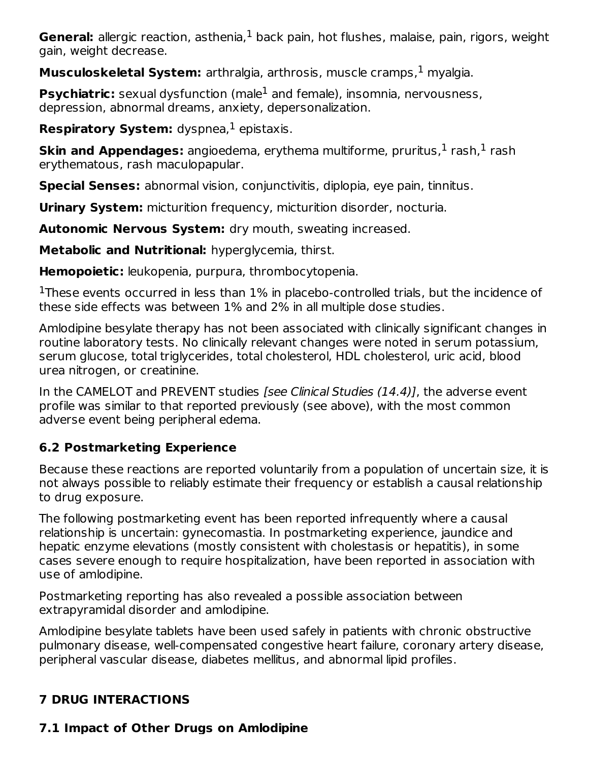**General:** allergic reaction, asthenia,[1] back pain, hot flushes, malaise, pain, rigors, weight gain, weight decrease.

**Musculoskeletal System:** arthralgia, arthrosis, muscle cramps,[1] myalgia.

**Psychiatric:** sexual dysfunction (male[1] and female), insomnia, nervousness, depression, abnormal dreams, anxiety, depersonalization.

**Respiratory System:** dyspnea,[1] epistaxis.

**Skin and Appendages:** angioedema, erythema multiforme, pruritus,[1] rash,[1] rash erythematous, rash maculopapular.

**Special Senses:** abnormal vision, conjunctivitis, diplopia, eye pain, tinnitus.

**Urinary System:** micturition frequency, micturition disorder, nocturia.

**Autonomic Nervous System:** dry mouth, sweating increased.

**Metabolic and Nutritional:** hyperglycemia, thirst.

**Hemopoietic:** leukopenia, purpura, thrombocytopenia.

[1]These events occurred in less than 1% in placebo-controlled trials, but the incidence of these side effects was between 1% and 2% in all multiple dose studies.

Amlodipine besylate therapy has not been associated with clinically significant changes in routine laboratory tests. No clinically relevant changes were noted in serum potassium, serum glucose, total triglycerides, total cholesterol, HDL cholesterol, uric acid, blood urea nitrogen, or creatinine.

In the CAMELOT and PREVENT studies *[see Clinical Studies (14.4)]*, the adverse event profile was similar to that reported previously (see above), with the most common adverse event being peripheral edema.

### 6.2 Postmarketing Experience

Because these reactions are reported voluntarily from a population of uncertain size, it is not always possible to reliably estimate their frequency or establish a causal relationship to drug exposure.

The following postmarketing event has been reported infrequently where a causal relationship is uncertain: gynecomastia. In postmarketing experience, jaundice and hepatic enzyme elevations (mostly consistent with cholestasis or hepatitis), in some cases severe enough to require hospitalization, have been reported in association with use of amlodipine.

Postmarketing reporting has also revealed a possible association between extrapyramidal disorder and amlodipine.

Amlodipine besylate tablets have been used safely in patients with chronic obstructive pulmonary disease, well-compensated congestive heart failure, coronary artery disease, peripheral vascular disease, diabetes mellitus, and abnormal lipid profiles.

## 7 DRUG INTERACTIONS

### 7.1 Impact of Other Drugs on Amlodipine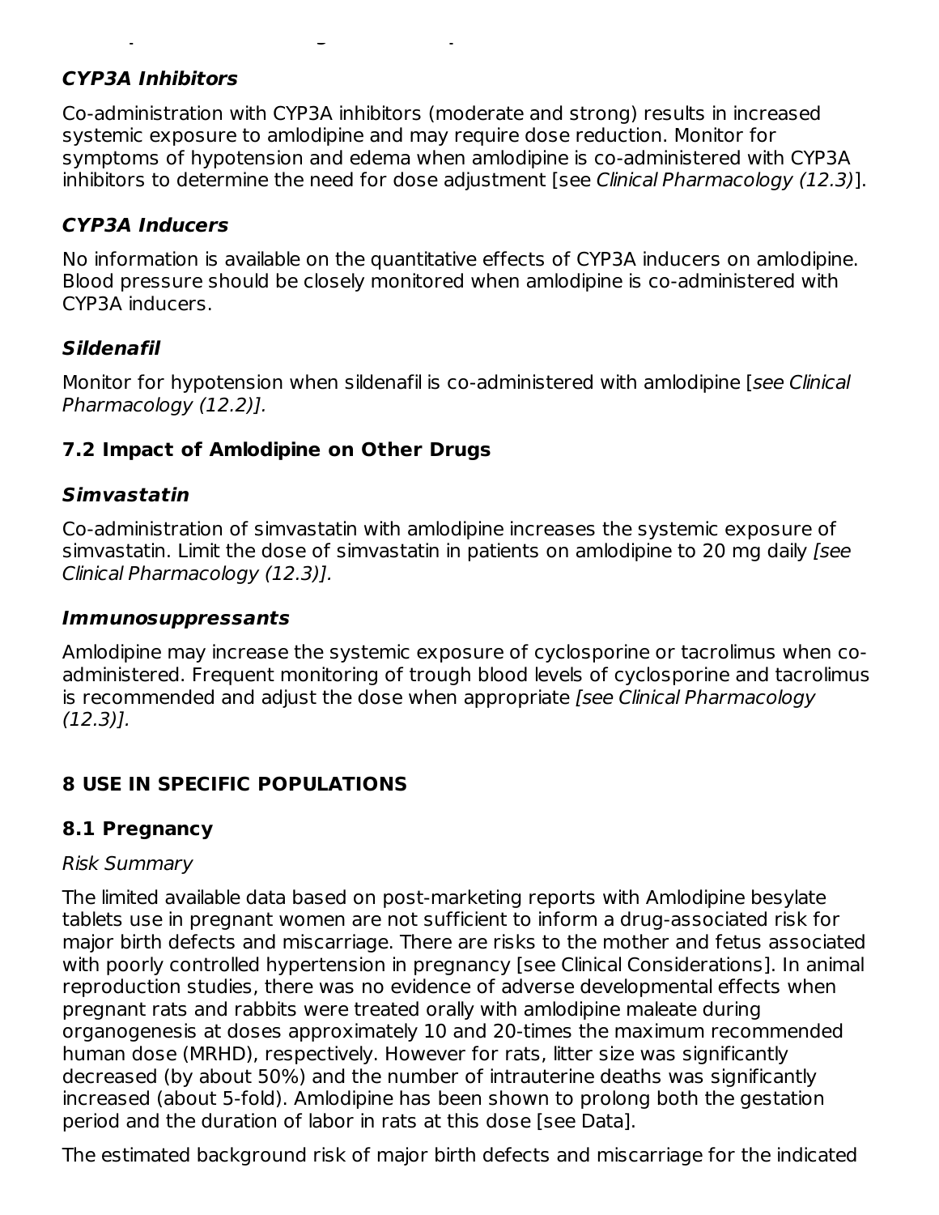### *CYP3A Inhibitors*

Co-administration with CYP3A inhibitors (moderate and strong) results in increased systemic exposure to amlodipine and may require dose reduction. Monitor for symptoms of hypotension and edema when amlodipine is co-administered with CYP3A inhibitors to determine the need for dose adjustment [see *Clinical Pharmacology (12.3)*].

### *CYP3A Inducers*

No information is available on the quantitative effects of CYP3A inducers on amlodipine. Blood pressure should be closely monitored when amlodipine is co-administered with CYP3A inducers.

### *Sildenafil*

Monitor for hypotension when sildenafil is co-administered with amlodipine [*see Clinical Pharmacology (12.2)].*

## 7.2 Impact of Amlodipine on Other Drugs

### *Simvastatin*

Co-administration of simvastatin with amlodipine increases the systemic exposure of simvastatin. Limit the dose of simvastatin in patients on amlodipine to 20 mg daily *[see Clinical Pharmacology (12.3)].*

### *Immunosuppressants*

Amlodipine may increase the systemic exposure of cyclosporine or tacrolimus when co-administered. Frequent monitoring of trough blood levels of cyclosporine and tacrolimus is recommended and adjust the dose when appropriate *[see Clinical Pharmacology (12.3)].*

# 8 USE IN SPECIFIC POPULATIONS

## 8.1 Pregnancy

*Risk Summary*

The limited available data based on post-marketing reports with Amlodipine besylate tablets use in pregnant women are not sufficient to inform a drug-associated risk for major birth defects and miscarriage. There are risks to the mother and fetus associated with poorly controlled hypertension in pregnancy [see Clinical Considerations]. In animal reproduction studies, there was no evidence of adverse developmental effects when pregnant rats and rabbits were treated orally with amlodipine maleate during organogenesis at doses approximately 10 and 20-times the maximum recommended human dose (MRHD), respectively. However for rats, litter size was significantly decreased (by about 50%) and the number of intrauterine deaths was significantly increased (about 5-fold). Amlodipine has been shown to prolong both the gestation period and the duration of labor in rats at this dose [see Data].

The estimated background risk of major birth defects and miscarriage for the indicated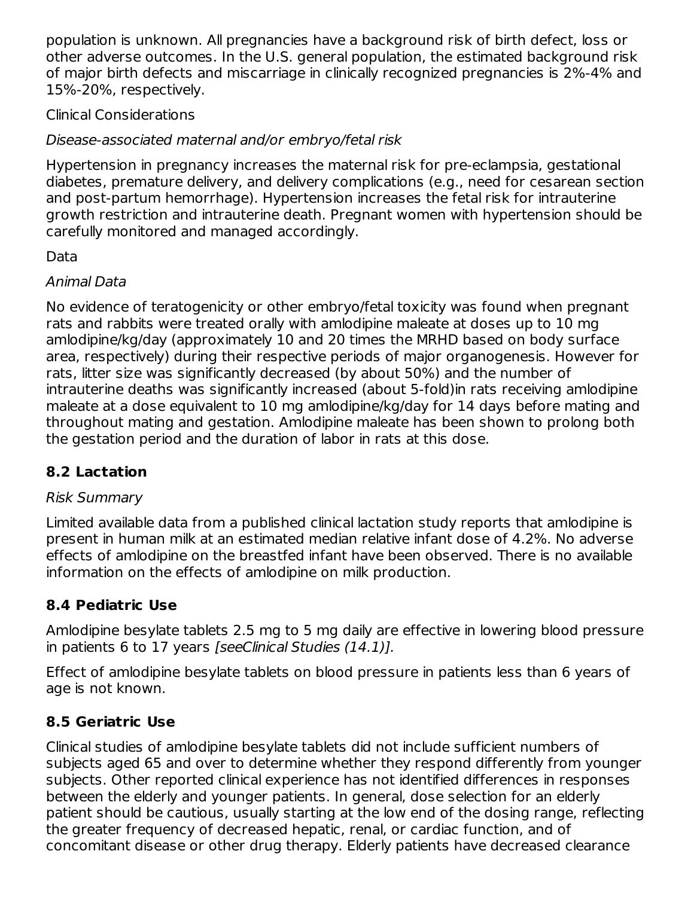population is unknown. All pregnancies have a background risk of birth defect, loss or other adverse outcomes. In the U.S. general population, the estimated background risk of major birth defects and miscarriage in clinically recognized pregnancies is 2%-4% and 15%-20%, respectively.

Clinical Considerations

*Disease-associated maternal and/or embryo/fetal risk*

Hypertension in pregnancy increases the maternal risk for pre-eclampsia, gestational diabetes, premature delivery, and delivery complications (e.g., need for cesarean section and post-partum hemorrhage). Hypertension increases the fetal risk for intrauterine growth restriction and intrauterine death. Pregnant women with hypertension should be carefully monitored and managed accordingly.

Data

*Animal Data*

No evidence of teratogenicity or other embryo/fetal toxicity was found when pregnant rats and rabbits were treated orally with amlodipine maleate at doses up to 10 mg amlodipine/kg/day (approximately 10 and 20 times the MRHD based on body surface area, respectively) during their respective periods of major organogenesis. However for rats, litter size was significantly decreased (by about 50%) and the number of intrauterine deaths was significantly increased (about 5-fold)in rats receiving amlodipine maleate at a dose equivalent to 10 mg amlodipine/kg/day for 14 days before mating and throughout mating and gestation. Amlodipine maleate has been shown to prolong both the gestation period and the duration of labor in rats at this dose.

## 8.2 Lactation

*Risk Summary*

Limited available data from a published clinical lactation study reports that amlodipine is present in human milk at an estimated median relative infant dose of 4.2%. No adverse effects of amlodipine on the breastfed infant have been observed. There is no available information on the effects of amlodipine on milk production.

## 8.4 Pediatric Use

Amlodipine besylate tablets 2.5 mg to 5 mg daily are effective in lowering blood pressure in patients 6 to 17 years *[seeClinical Studies (14.1)]*.

Effect of amlodipine besylate tablets on blood pressure in patients less than 6 years of age is not known.

## 8.5 Geriatric Use

Clinical studies of amlodipine besylate tablets did not include sufficient numbers of subjects aged 65 and over to determine whether they respond differently from younger subjects. Other reported clinical experience has not identified differences in responses between the elderly and younger patients. In general, dose selection for an elderly patient should be cautious, usually starting at the low end of the dosing range, reflecting the greater frequency of decreased hepatic, renal, or cardiac function, and of concomitant disease or other drug therapy. Elderly patients have decreased clearance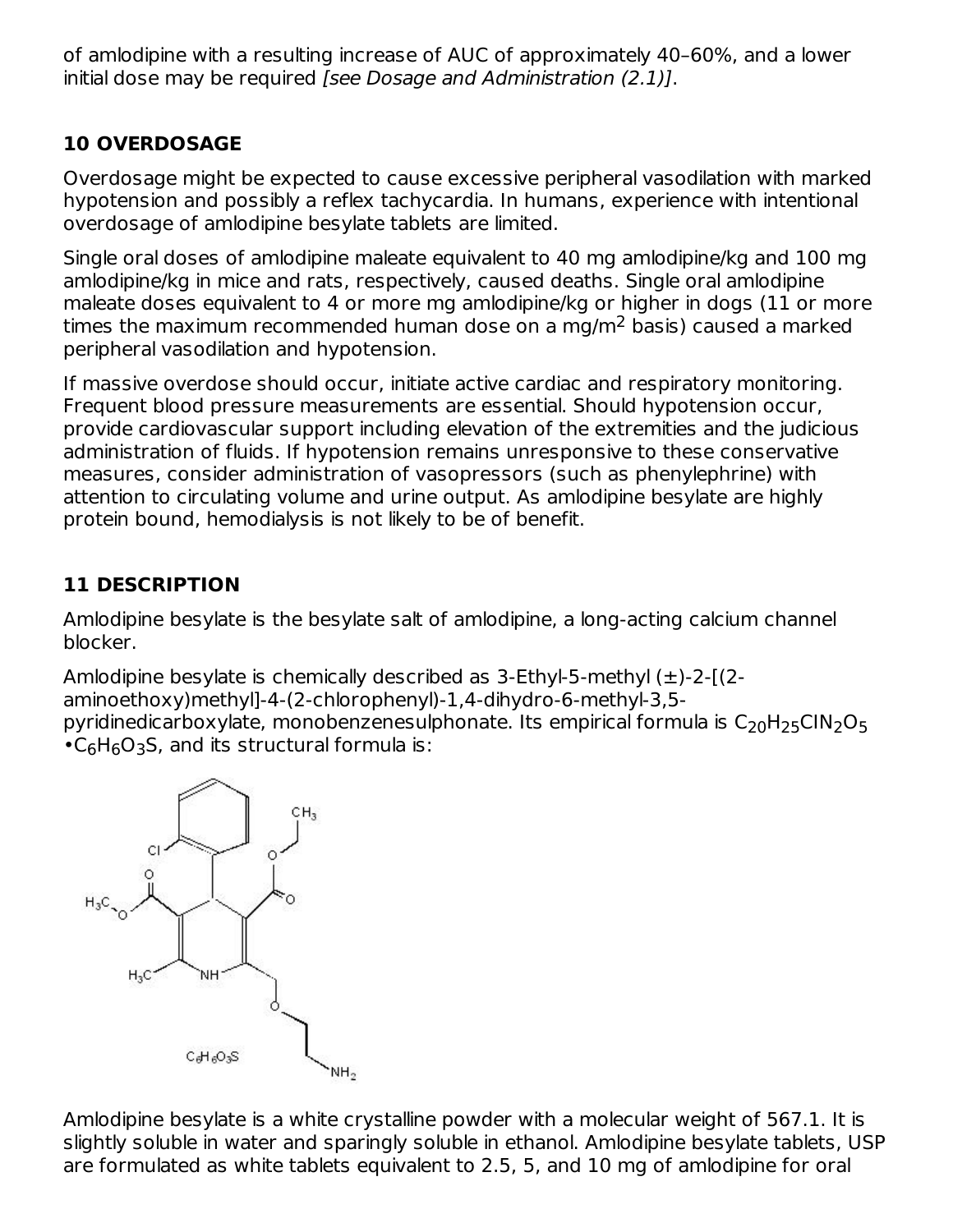of amlodipine with a resulting increase of AUC of approximately 40–60%, and a lower initial dose may be required *[see Dosage and Administration (2.1)]*.

## 10 OVERDOSAGE

Overdosage might be expected to cause excessive peripheral vasodilation with marked hypotension and possibly a reflex tachycardia. In humans, experience with intentional overdosage of amlodipine besylate tablets are limited.

Single oral doses of amlodipine maleate equivalent to 40 mg amlodipine/kg and 100 mg amlodipine/kg in mice and rats, respectively, caused deaths. Single oral amlodipine maleate doses equivalent to 4 or more mg amlodipine/kg or higher in dogs (11 or more times the maximum recommended human dose on a mg/m$^2$ basis) caused a marked peripheral vasodilation and hypotension.

If massive overdose should occur, initiate active cardiac and respiratory monitoring. Frequent blood pressure measurements are essential. Should hypotension occur, provide cardiovascular support including elevation of the extremities and the judicious administration of fluids. If hypotension remains unresponsive to these conservative measures, consider administration of vasopressors (such as phenylephrine) with attention to circulating volume and urine output. As amlodipine besylate are highly protein bound, hemodialysis is not likely to be of benefit.

## 11 DESCRIPTION

Amlodipine besylate is the besylate salt of amlodipine, a long-acting calcium channel blocker.

Amlodipine besylate is chemically described as 3-Ethyl-5-methyl (±)-2-[(2-aminoethoxy)methyl]-4-(2-chlorophenyl)-1,4-dihydro-6-methyl-3,5-pyridinedicarboxylate, monobenzenesulphonate. Its empirical formula is $C_{20}H_{25}ClN_2O_5$ •$C_6H_6O_3S$, and its structural formula is:

Amlodipine besylate is a white crystalline powder with a molecular weight of 567.1. It is slightly soluble in water and sparingly soluble in ethanol. Amlodipine besylate tablets, USP are formulated as white tablets equivalent to 2.5, 5, and 10 mg of amlodipine for oral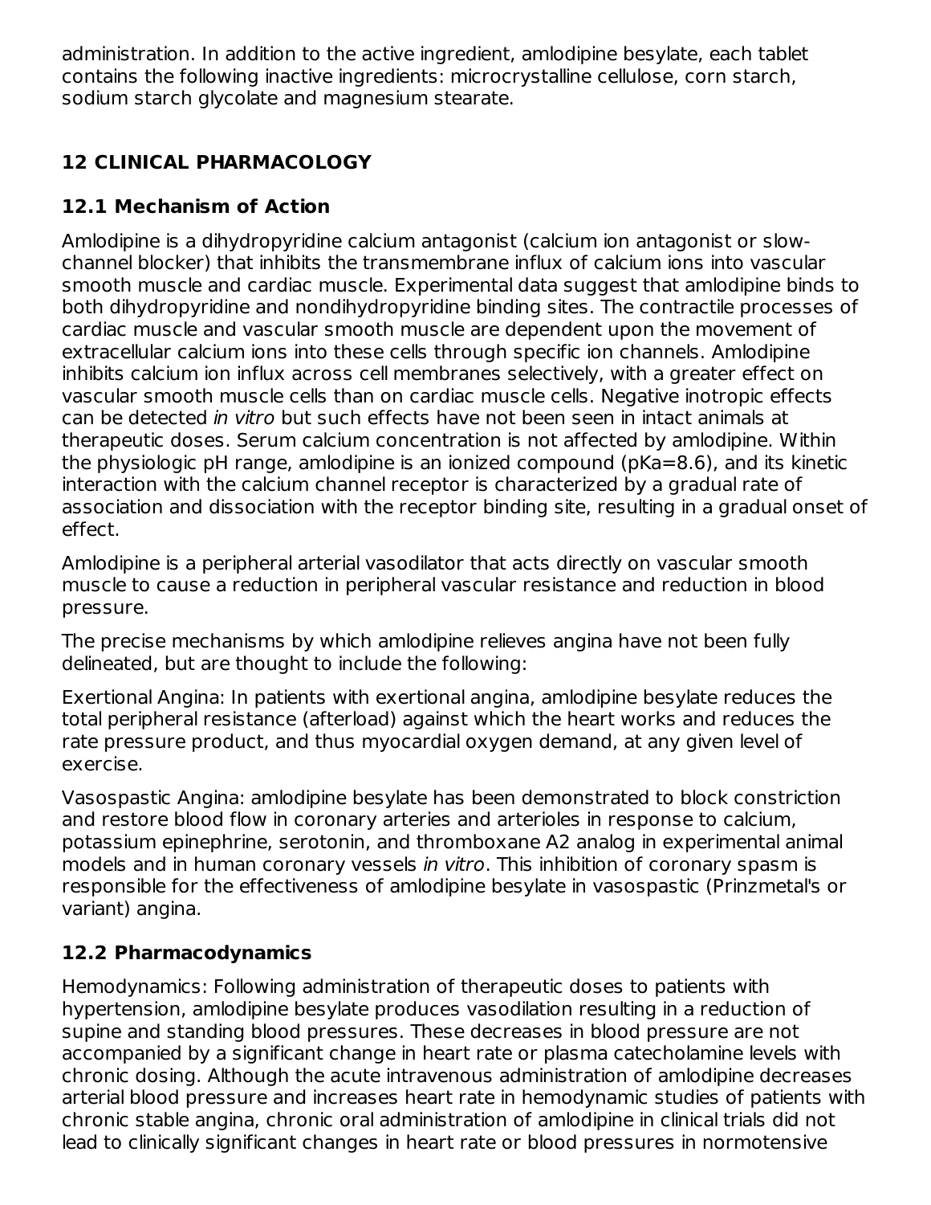administration. In addition to the active ingredient, amlodipine besylate, each tablet contains the following inactive ingredients: microcrystalline cellulose, corn starch, sodium starch glycolate and magnesium stearate.

## 12 CLINICAL PHARMACOLOGY

### 12.1 Mechanism of Action

Amlodipine is a dihydropyridine calcium antagonist (calcium ion antagonist or slow-channel blocker) that inhibits the transmembrane influx of calcium ions into vascular smooth muscle and cardiac muscle. Experimental data suggest that amlodipine binds to both dihydropyridine and nondihydropyridine binding sites. The contractile processes of cardiac muscle and vascular smooth muscle are dependent upon the movement of extracellular calcium ions into these cells through specific ion channels. Amlodipine inhibits calcium ion influx across cell membranes selectively, with a greater effect on vascular smooth muscle cells than on cardiac muscle cells. Negative inotropic effects can be detected *in vitro* but such effects have not been seen in intact animals at therapeutic doses. Serum calcium concentration is not affected by amlodipine. Within the physiologic pH range, amlodipine is an ionized compound (pKa=8.6), and its kinetic interaction with the calcium channel receptor is characterized by a gradual rate of association and dissociation with the receptor binding site, resulting in a gradual onset of effect.

Amlodipine is a peripheral arterial vasodilator that acts directly on vascular smooth muscle to cause a reduction in peripheral vascular resistance and reduction in blood pressure.

The precise mechanisms by which amlodipine relieves angina have not been fully delineated, but are thought to include the following:

Exertional Angina: In patients with exertional angina, amlodipine besylate reduces the total peripheral resistance (afterload) against which the heart works and reduces the rate pressure product, and thus myocardial oxygen demand, at any given level of exercise.

Vasospastic Angina: amlodipine besylate has been demonstrated to block constriction and restore blood flow in coronary arteries and arterioles in response to calcium, potassium epinephrine, serotonin, and thromboxane A2 analog in experimental animal models and in human coronary vessels *in vitro*. This inhibition of coronary spasm is responsible for the effectiveness of amlodipine besylate in vasospastic (Prinzmetal's or variant) angina.

### 12.2 Pharmacodynamics

Hemodynamics: Following administration of therapeutic doses to patients with hypertension, amlodipine besylate produces vasodilation resulting in a reduction of supine and standing blood pressures. These decreases in blood pressure are not accompanied by a significant change in heart rate or plasma catecholamine levels with chronic dosing. Although the acute intravenous administration of amlodipine decreases arterial blood pressure and increases heart rate in hemodynamic studies of patients with chronic stable angina, chronic oral administration of amlodipine in clinical trials did not lead to clinically significant changes in heart rate or blood pressures in normotensive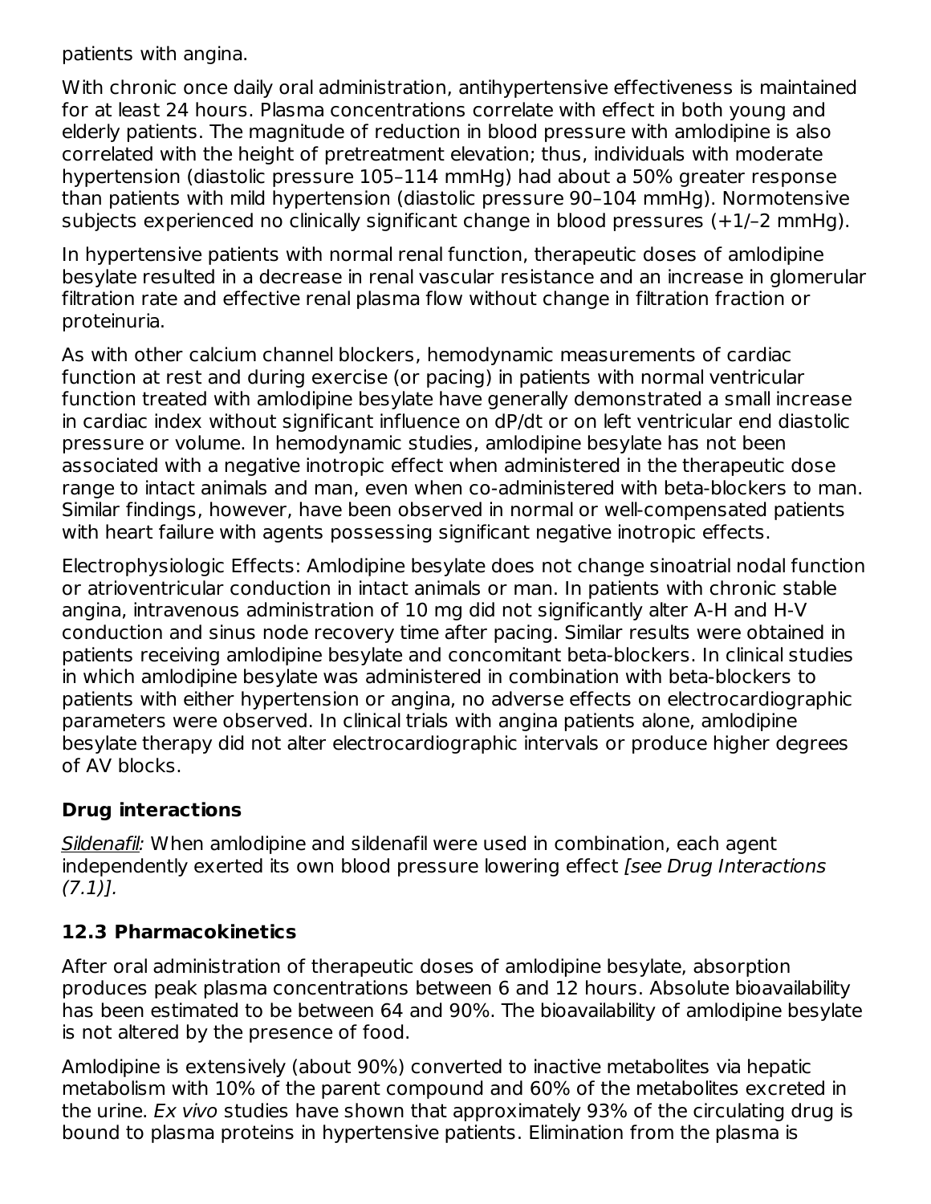patients with angina.

With chronic once daily oral administration, antihypertensive effectiveness is maintained for at least 24 hours. Plasma concentrations correlate with effect in both young and elderly patients. The magnitude of reduction in blood pressure with amlodipine is also correlated with the height of pretreatment elevation; thus, individuals with moderate hypertension (diastolic pressure 105–114 mmHg) had about a 50% greater response than patients with mild hypertension (diastolic pressure 90–104 mmHg). Normotensive subjects experienced no clinically significant change in blood pressures (+1/–2 mmHg).

In hypertensive patients with normal renal function, therapeutic doses of amlodipine besylate resulted in a decrease in renal vascular resistance and an increase in glomerular filtration rate and effective renal plasma flow without change in filtration fraction or proteinuria.

As with other calcium channel blockers, hemodynamic measurements of cardiac function at rest and during exercise (or pacing) in patients with normal ventricular function treated with amlodipine besylate have generally demonstrated a small increase in cardiac index without significant influence on dP/dt or on left ventricular end diastolic pressure or volume. In hemodynamic studies, amlodipine besylate has not been associated with a negative inotropic effect when administered in the therapeutic dose range to intact animals and man, even when co-administered with beta-blockers to man. Similar findings, however, have been observed in normal or well-compensated patients with heart failure with agents possessing significant negative inotropic effects.

Electrophysiologic Effects: Amlodipine besylate does not change sinoatrial nodal function or atrioventricular conduction in intact animals or man. In patients with chronic stable angina, intravenous administration of 10 mg did not significantly alter A-H and H-V conduction and sinus node recovery time after pacing. Similar results were obtained in patients receiving amlodipine besylate and concomitant beta-blockers. In clinical studies in which amlodipine besylate was administered in combination with beta-blockers to patients with either hypertension or angina, no adverse effects on electrocardiographic parameters were observed. In clinical trials with angina patients alone, amlodipine besylate therapy did not alter electrocardiographic intervals or produce higher degrees of AV blocks.

**Drug interactions**

*Sildenafil:* When amlodipine and sildenafil were used in combination, each agent independently exerted its own blood pressure lowering effect *[see Drug Interactions (7.1)].*

### 12.3 Pharmacokinetics

After oral administration of therapeutic doses of amlodipine besylate, absorption produces peak plasma concentrations between 6 and 12 hours. Absolute bioavailability has been estimated to be between 64 and 90%. The bioavailability of amlodipine besylate is not altered by the presence of food.

Amlodipine is extensively (about 90%) converted to inactive metabolites via hepatic metabolism with 10% of the parent compound and 60% of the metabolites excreted in the urine. *Ex vivo* studies have shown that approximately 93% of the circulating drug is bound to plasma proteins in hypertensive patients. Elimination from the plasma is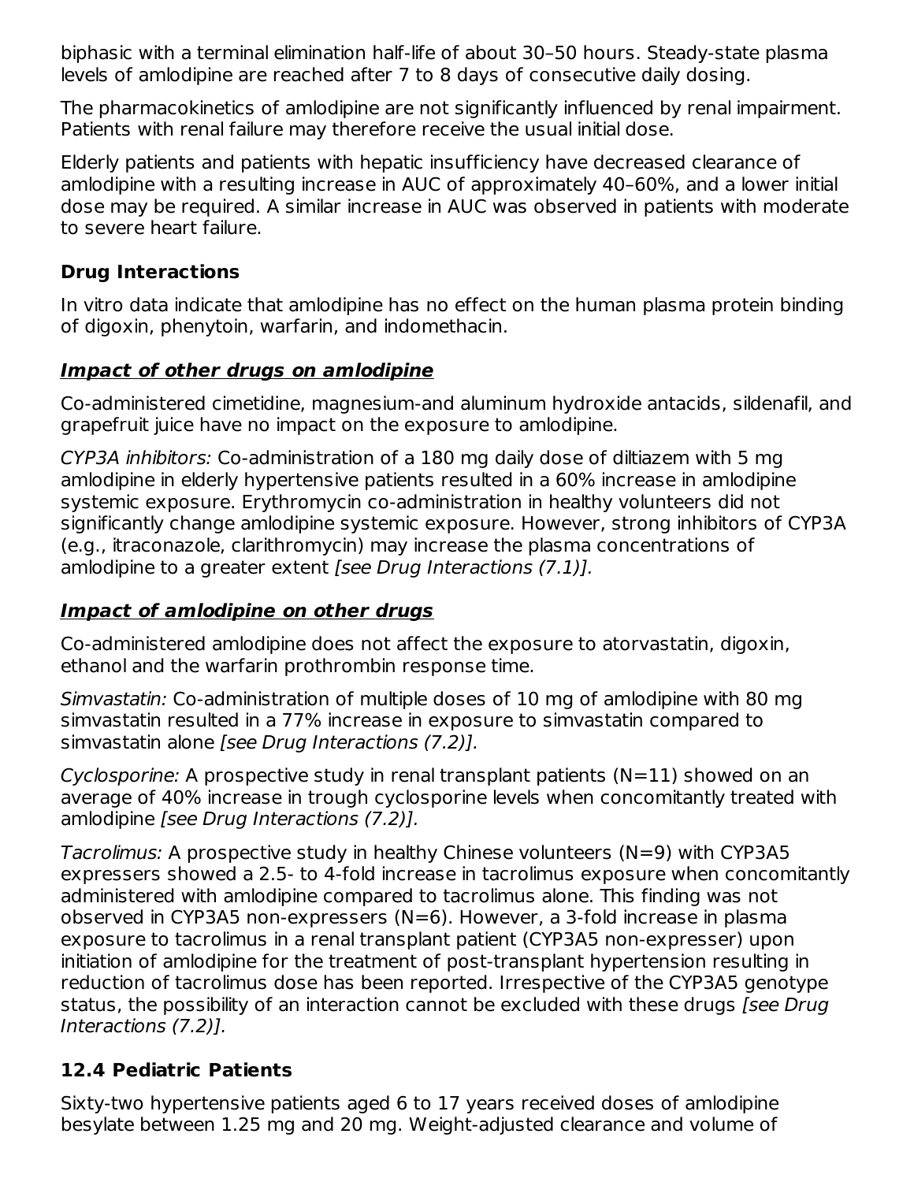biphasic with a terminal elimination half-life of about 30–50 hours. Steady-state plasma levels of amlodipine are reached after 7 to 8 days of consecutive daily dosing.

The pharmacokinetics of amlodipine are not significantly influenced by renal impairment. Patients with renal failure may therefore receive the usual initial dose.

Elderly patients and patients with hepatic insufficiency have decreased clearance of amlodipine with a resulting increase in AUC of approximately 40–60%, and a lower initial dose may be required. A similar increase in AUC was observed in patients with moderate to severe heart failure.

**Drug Interactions**

In vitro data indicate that amlodipine has no effect on the human plasma protein binding of digoxin, phenytoin, warfarin, and indomethacin.

***Impact of other drugs on amlodipine***

Co-administered cimetidine, magnesium-and aluminum hydroxide antacids, sildenafil, and grapefruit juice have no impact on the exposure to amlodipine.

*CYP3A inhibitors:* Co-administration of a 180 mg daily dose of diltiazem with 5 mg amlodipine in elderly hypertensive patients resulted in a 60% increase in amlodipine systemic exposure. Erythromycin co-administration in healthy volunteers did not significantly change amlodipine systemic exposure. However, strong inhibitors of CYP3A (e.g., itraconazole, clarithromycin) may increase the plasma concentrations of amlodipine to a greater extent *[see Drug Interactions (7.1)].*

***Impact of amlodipine on other drugs***

Co-administered amlodipine does not affect the exposure to atorvastatin, digoxin, ethanol and the warfarin prothrombin response time.

*Simvastatin:* Co-administration of multiple doses of 10 mg of amlodipine with 80 mg simvastatin resulted in a 77% increase in exposure to simvastatin compared to simvastatin alone *[see Drug Interactions (7.2)].*

*Cyclosporine:* A prospective study in renal transplant patients (N=11) showed on an average of 40% increase in trough cyclosporine levels when concomitantly treated with amlodipine *[see Drug Interactions (7.2)].*

*Tacrolimus:* A prospective study in healthy Chinese volunteers (N=9) with CYP3A5 expressers showed a 2.5- to 4-fold increase in tacrolimus exposure when concomitantly administered with amlodipine compared to tacrolimus alone. This finding was not observed in CYP3A5 non-expressers (N=6). However, a 3-fold increase in plasma exposure to tacrolimus in a renal transplant patient (CYP3A5 non-expresser) upon initiation of amlodipine for the treatment of post-transplant hypertension resulting in reduction of tacrolimus dose has been reported. Irrespective of the CYP3A5 genotype status, the possibility of an interaction cannot be excluded with these drugs *[see Drug Interactions (7.2)].*

### 12.4 Pediatric Patients

Sixty-two hypertensive patients aged 6 to 17 years received doses of amlodipine besylate between 1.25 mg and 20 mg. Weight-adjusted clearance and volume of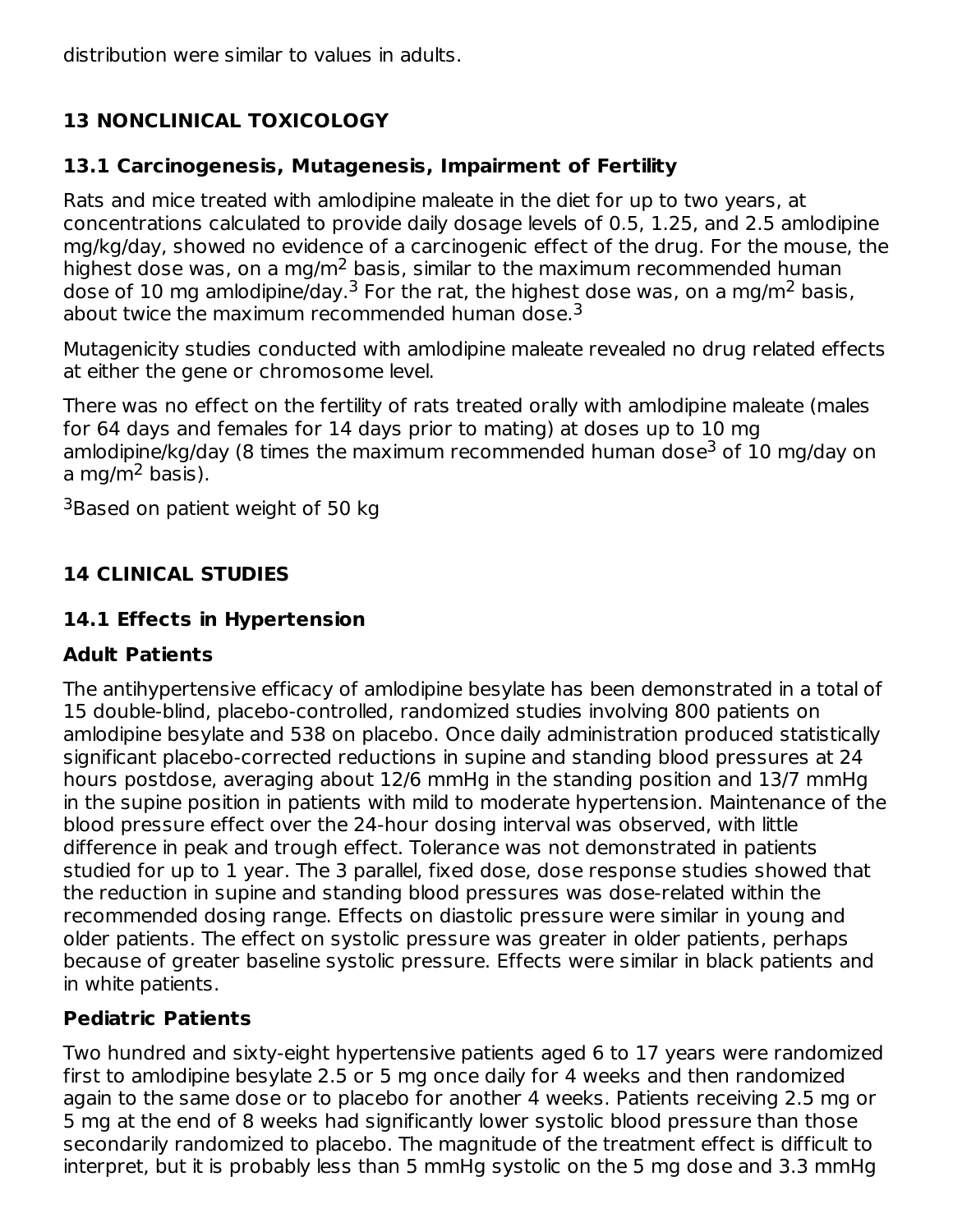distribution were similar to values in adults.

## 13 NONCLINICAL TOXICOLOGY

### 13.1 Carcinogenesis, Mutagenesis, Impairment of Fertility

Rats and mice treated with amlodipine maleate in the diet for up to two years, at concentrations calculated to provide daily dosage levels of 0.5, 1.25, and 2.5 amlodipine mg/kg/day, showed no evidence of a carcinogenic effect of the drug. For the mouse, the highest dose was, on a mg/m$^2$ basis, similar to the maximum recommended human dose of 10 mg amlodipine/day.[3] For the rat, the highest dose was, on a mg/m$^2$ basis, about twice the maximum recommended human dose.[3]

Mutagenicity studies conducted with amlodipine maleate revealed no drug related effects at either the gene or chromosome level.

There was no effect on the fertility of rats treated orally with amlodipine maleate (males for 64 days and females for 14 days prior to mating) at doses up to 10 mg amlodipine/kg/day (8 times the maximum recommended human dose[3] of 10 mg/day on a mg/m$^2$ basis).

[3]Based on patient weight of 50 kg

## 14 CLINICAL STUDIES

### 14.1 Effects in Hypertension

**Adult Patients**

The antihypertensive efficacy of amlodipine besylate has been demonstrated in a total of 15 double-blind, placebo-controlled, randomized studies involving 800 patients on amlodipine besylate and 538 on placebo. Once daily administration produced statistically significant placebo-corrected reductions in supine and standing blood pressures at 24 hours postdose, averaging about 12/6 mmHg in the standing position and 13/7 mmHg in the supine position in patients with mild to moderate hypertension. Maintenance of the blood pressure effect over the 24-hour dosing interval was observed, with little difference in peak and trough effect. Tolerance was not demonstrated in patients studied for up to 1 year. The 3 parallel, fixed dose, dose response studies showed that the reduction in supine and standing blood pressures was dose-related within the recommended dosing range. Effects on diastolic pressure were similar in young and older patients. The effect on systolic pressure was greater in older patients, perhaps because of greater baseline systolic pressure. Effects were similar in black patients and in white patients.

**Pediatric Patients**

Two hundred and sixty-eight hypertensive patients aged 6 to 17 years were randomized first to amlodipine besylate 2.5 or 5 mg once daily for 4 weeks and then randomized again to the same dose or to placebo for another 4 weeks. Patients receiving 2.5 mg or 5 mg at the end of 8 weeks had significantly lower systolic blood pressure than those secondarily randomized to placebo. The magnitude of the treatment effect is difficult to interpret, but it is probably less than 5 mmHg systolic on the 5 mg dose and 3.3 mmHg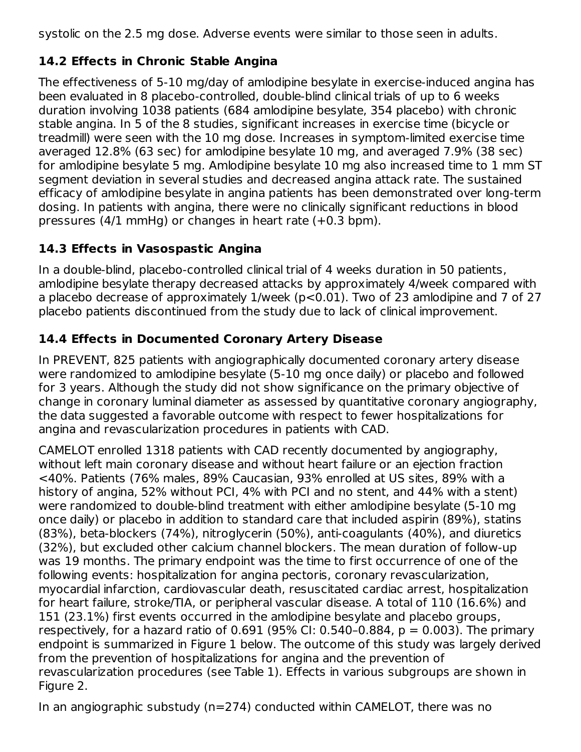systolic on the 2.5 mg dose. Adverse events were similar to those seen in adults.

### 14.2 Effects in Chronic Stable Angina

The effectiveness of 5-10 mg/day of amlodipine besylate in exercise-induced angina has been evaluated in 8 placebo-controlled, double-blind clinical trials of up to 6 weeks duration involving 1038 patients (684 amlodipine besylate, 354 placebo) with chronic stable angina. In 5 of the 8 studies, significant increases in exercise time (bicycle or treadmill) were seen with the 10 mg dose. Increases in symptom-limited exercise time averaged 12.8% (63 sec) for amlodipine besylate 10 mg, and averaged 7.9% (38 sec) for amlodipine besylate 5 mg. Amlodipine besylate 10 mg also increased time to 1 mm ST segment deviation in several studies and decreased angina attack rate. The sustained efficacy of amlodipine besylate in angina patients has been demonstrated over long-term dosing. In patients with angina, there were no clinically significant reductions in blood pressures (4/1 mmHg) or changes in heart rate (+0.3 bpm).

### 14.3 Effects in Vasospastic Angina

In a double-blind, placebo-controlled clinical trial of 4 weeks duration in 50 patients, amlodipine besylate therapy decreased attacks by approximately 4/week compared with a placebo decrease of approximately 1/week ($p<0.01$). Two of 23 amlodipine and 7 of 27 placebo patients discontinued from the study due to lack of clinical improvement.

### 14.4 Effects in Documented Coronary Artery Disease

In PREVENT, 825 patients with angiographically documented coronary artery disease were randomized to amlodipine besylate (5-10 mg once daily) or placebo and followed for 3 years. Although the study did not show significance on the primary objective of change in coronary luminal diameter as assessed by quantitative coronary angiography, the data suggested a favorable outcome with respect to fewer hospitalizations for angina and revascularization procedures in patients with CAD.

CAMELOT enrolled 1318 patients with CAD recently documented by angiography, without left main coronary disease and without heart failure or an ejection fraction <40%. Patients (76% males, 89% Caucasian, 93% enrolled at US sites, 89% with a history of angina, 52% without PCI, 4% with PCI and no stent, and 44% with a stent) were randomized to double-blind treatment with either amlodipine besylate (5-10 mg once daily) or placebo in addition to standard care that included aspirin (89%), statins (83%), beta-blockers (74%), nitroglycerin (50%), anti-coagulants (40%), and diuretics (32%), but excluded other calcium channel blockers. The mean duration of follow-up was 19 months. The primary endpoint was the time to first occurrence of one of the following events: hospitalization for angina pectoris, coronary revascularization, myocardial infarction, cardiovascular death, resuscitated cardiac arrest, hospitalization for heart failure, stroke/TIA, or peripheral vascular disease. A total of 110 (16.6%) and 151 (23.1%) first events occurred in the amlodipine besylate and placebo groups, respectively, for a hazard ratio of 0.691 (95% CI: 0.540–0.884, $p = 0.003$). The primary endpoint is summarized in Figure 1 below. The outcome of this study was largely derived from the prevention of hospitalizations for angina and the prevention of revascularization procedures (see Table 1). Effects in various subgroups are shown in Figure 2.

In an angiographic substudy (n=274) conducted within CAMELOT, there was no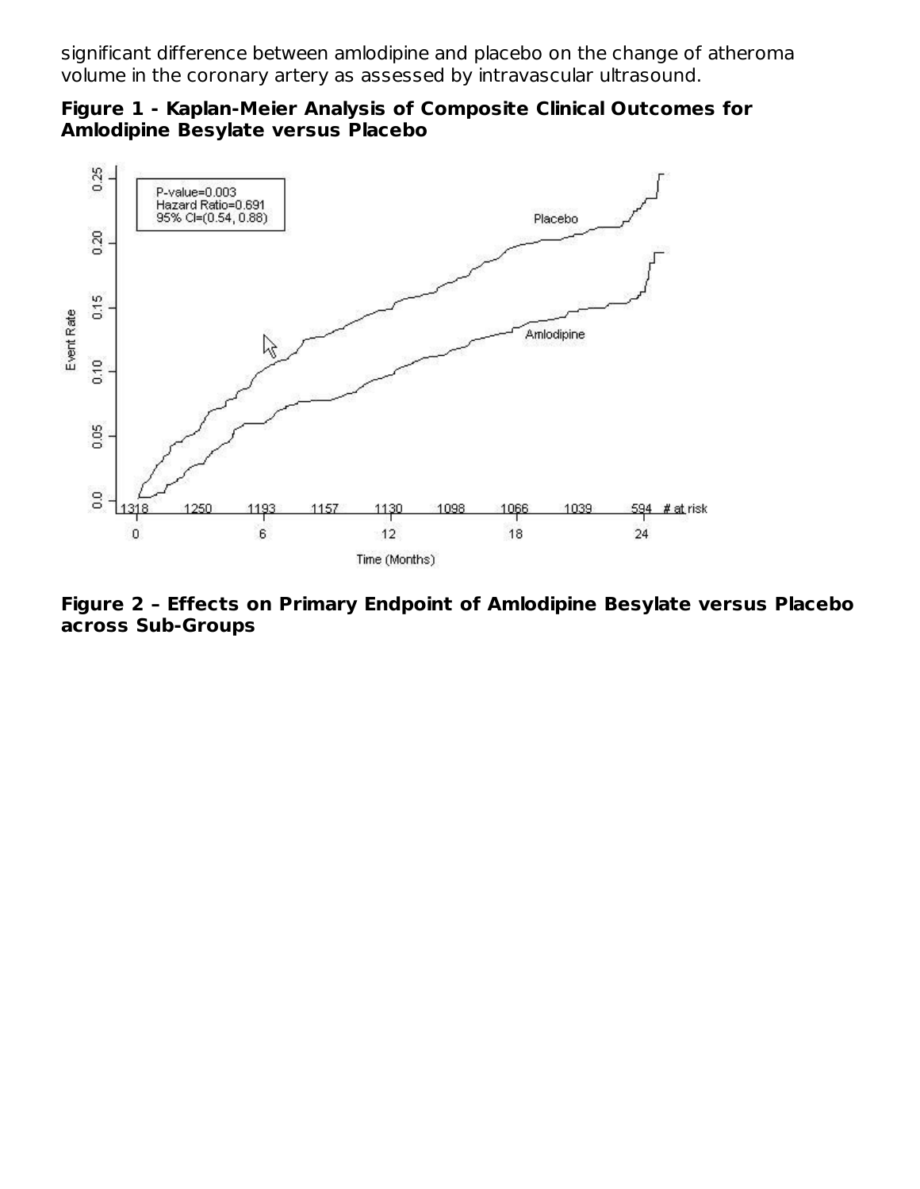significant difference between amlodipine and placebo on the change of atheroma volume in the coronary artery as assessed by intravascular ultrasound.

**Figure 1 - Kaplan-Meier Analysis of Composite Clinical Outcomes for Amlodipine Besylate versus Placebo**

**Figure 2 – Effects on Primary Endpoint of Amlodipine Besylate versus Placebo across Sub-Groups**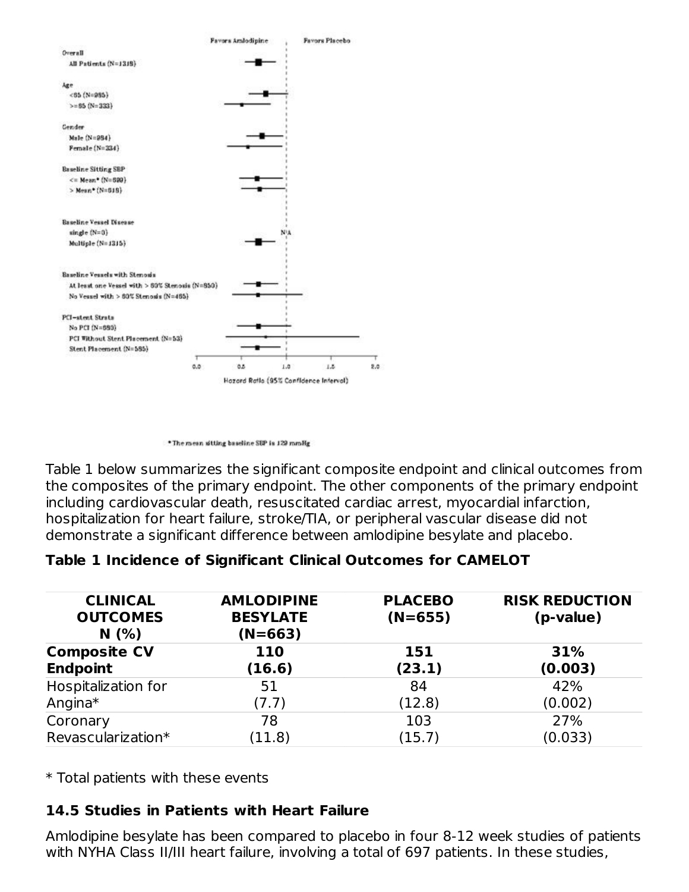Favors Amlodipine | Favors Placebo

**Overall**
- All Patients (N=1318)

**Age**
- <65 (N=985)
- >=65 (N=333)

**Gender**
- Male (N=984)
- Female (N=334)

**Baseline Sitting SBP**
- <= Mean* (N=699)
- > Mean* (N=619)

**Baseline Vessel Disease**
- single (N=0) N/A
- Multiple (N=1315)

**Baseline Vessels with Stenosis**
- At least one Vessel with > 60% Stenosis (N=850)
- No Vessel with > 60% Stenosis (N=465)

**PCI-stent Strata**
- No PCI (N=680)
- PCI Without Stent Placement (N=53)
- Stent Placement (N=585)

0.0 0.5 1.0 1.5 2.0

Hazard Ratio (95% Confidence Interval)

* The mean sitting baseline SBP is 129 mmHg

Table 1 below summarizes the significant composite endpoint and clinical outcomes from the composites of the primary endpoint. The other components of the primary endpoint including cardiovascular death, resuscitated cardiac arrest, myocardial infarction, hospitalization for heart failure, stroke/TIA, or peripheral vascular disease did not demonstrate a significant difference between amlodipine besylate and placebo.

**Table 1 Incidence of Significant Clinical Outcomes for CAMELOT**

| CLINICAL OUTCOMES N (%) | AMLODIPINE BESYLATE (N=663) | PLACEBO (N=655) | RISK REDUCTION (p-value) |
|---|---|---|---|
| **Composite CV Endpoint** | **110 (16.6)** | **151 (23.1)** | **31% (0.003)** |
| Hospitalization for Angina* | 51 (7.7) | 84 (12.8) | 42% (0.002) |
| Coronary Revascularization* | 78 (11.8) | 103 (15.7) | 27% (0.033) |

* Total patients with these events

### 14.5 Studies in Patients with Heart Failure

Amlodipine besylate has been compared to placebo in four 8-12 week studies of patients with NYHA Class II/III heart failure, involving a total of 697 patients. In these studies,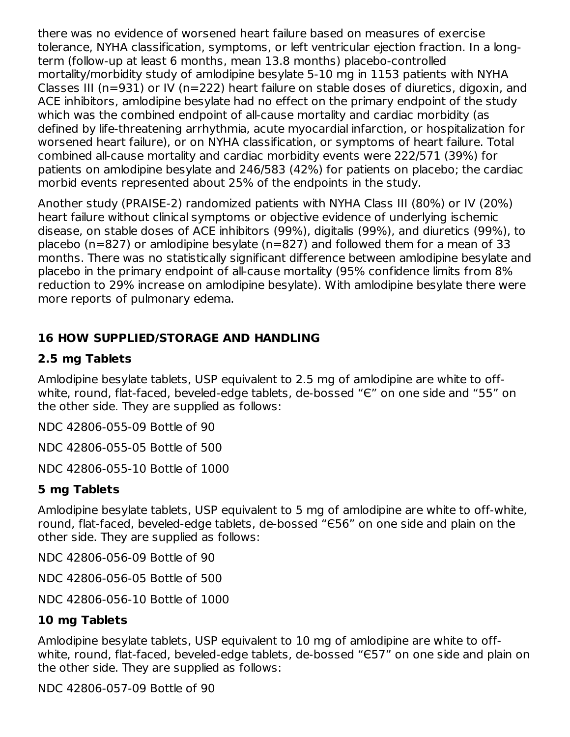there was no evidence of worsened heart failure based on measures of exercise tolerance, NYHA classification, symptoms, or left ventricular ejection fraction. In a long-term (follow-up at least 6 months, mean 13.8 months) placebo-controlled mortality/morbidity study of amlodipine besylate 5-10 mg in 1153 patients with NYHA Classes III (n=931) or IV (n=222) heart failure on stable doses of diuretics, digoxin, and ACE inhibitors, amlodipine besylate had no effect on the primary endpoint of the study which was the combined endpoint of all-cause mortality and cardiac morbidity (as defined by life-threatening arrhythmia, acute myocardial infarction, or hospitalization for worsened heart failure), or on NYHA classification, or symptoms of heart failure. Total combined all-cause mortality and cardiac morbidity events were 222/571 (39%) for patients on amlodipine besylate and 246/583 (42%) for patients on placebo; the cardiac morbid events represented about 25% of the endpoints in the study.

Another study (PRAISE-2) randomized patients with NYHA Class III (80%) or IV (20%) heart failure without clinical symptoms or objective evidence of underlying ischemic disease, on stable doses of ACE inhibitors (99%), digitalis (99%), and diuretics (99%), to placebo (n=827) or amlodipine besylate (n=827) and followed them for a mean of 33 months. There was no statistically significant difference between amlodipine besylate and placebo in the primary endpoint of all-cause mortality (95% confidence limits from 8% reduction to 29% increase on amlodipine besylate). With amlodipine besylate there were more reports of pulmonary edema.

## 16 HOW SUPPLIED/STORAGE AND HANDLING

### 2.5 mg Tablets

Amlodipine besylate tablets, USP equivalent to 2.5 mg of amlodipine are white to off-white, round, flat-faced, beveled-edge tablets, de-bossed "Є" on one side and "55" on the other side. They are supplied as follows:

NDC 42806-055-09 Bottle of 90

NDC 42806-055-05 Bottle of 500

NDC 42806-055-10 Bottle of 1000

### 5 mg Tablets

Amlodipine besylate tablets, USP equivalent to 5 mg of amlodipine are white to off-white, round, flat-faced, beveled-edge tablets, de-bossed "Є56" on one side and plain on the other side. They are supplied as follows:

NDC 42806-056-09 Bottle of 90

NDC 42806-056-05 Bottle of 500

NDC 42806-056-10 Bottle of 1000

### 10 mg Tablets

Amlodipine besylate tablets, USP equivalent to 10 mg of amlodipine are white to off-white, round, flat-faced, beveled-edge tablets, de-bossed "Є57" on one side and plain on the other side. They are supplied as follows:

NDC 42806-057-09 Bottle of 90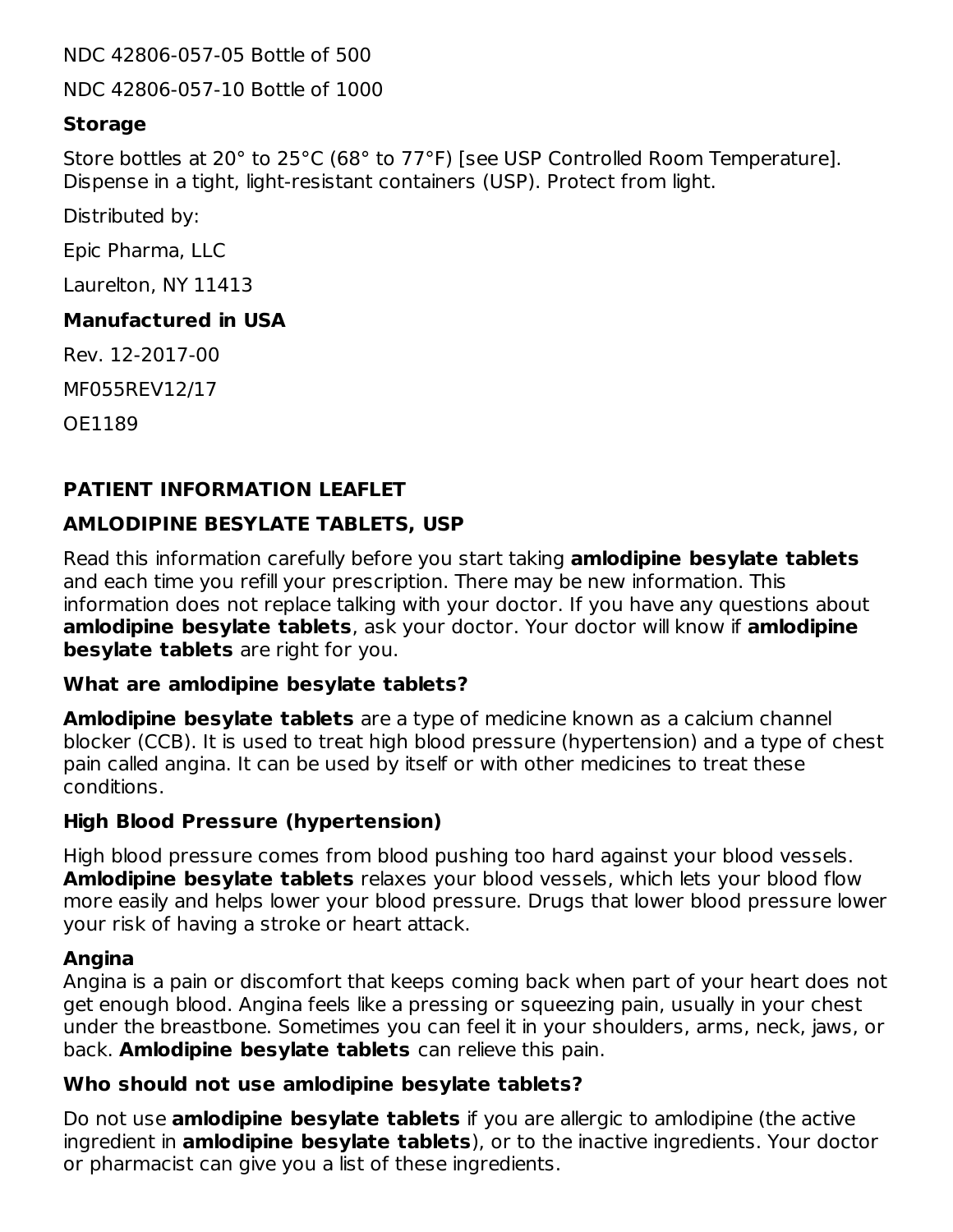NDC 42806-057-05 Bottle of 500

NDC 42806-057-10 Bottle of 1000

### Storage

Store bottles at 20° to 25°C (68° to 77°F) [see USP Controlled Room Temperature]. Dispense in a tight, light-resistant containers (USP). Protect from light.

Distributed by:

Epic Pharma, LLC

Laurelton, NY 11413

**Manufactured in USA**

Rev. 12-2017-00

MF055REV12/17

OE1189

## PATIENT INFORMATION LEAFLET

## AMLODIPINE BESYLATE TABLETS, USP

Read this information carefully before you start taking **amlodipine besylate tablets** and each time you refill your prescription. There may be new information. This information does not replace talking with your doctor. If you have any questions about **amlodipine besylate tablets**, ask your doctor. Your doctor will know if **amlodipine besylate tablets** are right for you.

### What are amlodipine besylate tablets?

**Amlodipine besylate tablets** are a type of medicine known as a calcium channel blocker (CCB). It is used to treat high blood pressure (hypertension) and a type of chest pain called angina. It can be used by itself or with other medicines to treat these conditions.

### High Blood Pressure (hypertension)

High blood pressure comes from blood pushing too hard against your blood vessels. **Amlodipine besylate tablets** relaxes your blood vessels, which lets your blood flow more easily and helps lower your blood pressure. Drugs that lower blood pressure lower your risk of having a stroke or heart attack.

### Angina

Angina is a pain or discomfort that keeps coming back when part of your heart does not get enough blood. Angina feels like a pressing or squeezing pain, usually in your chest under the breastbone. Sometimes you can feel it in your shoulders, arms, neck, jaws, or back. **Amlodipine besylate tablets** can relieve this pain.

### Who should not use amlodipine besylate tablets?

Do not use **amlodipine besylate tablets** if you are allergic to amlodipine (the active ingredient in **amlodipine besylate tablets**), or to the inactive ingredients. Your doctor or pharmacist can give you a list of these ingredients.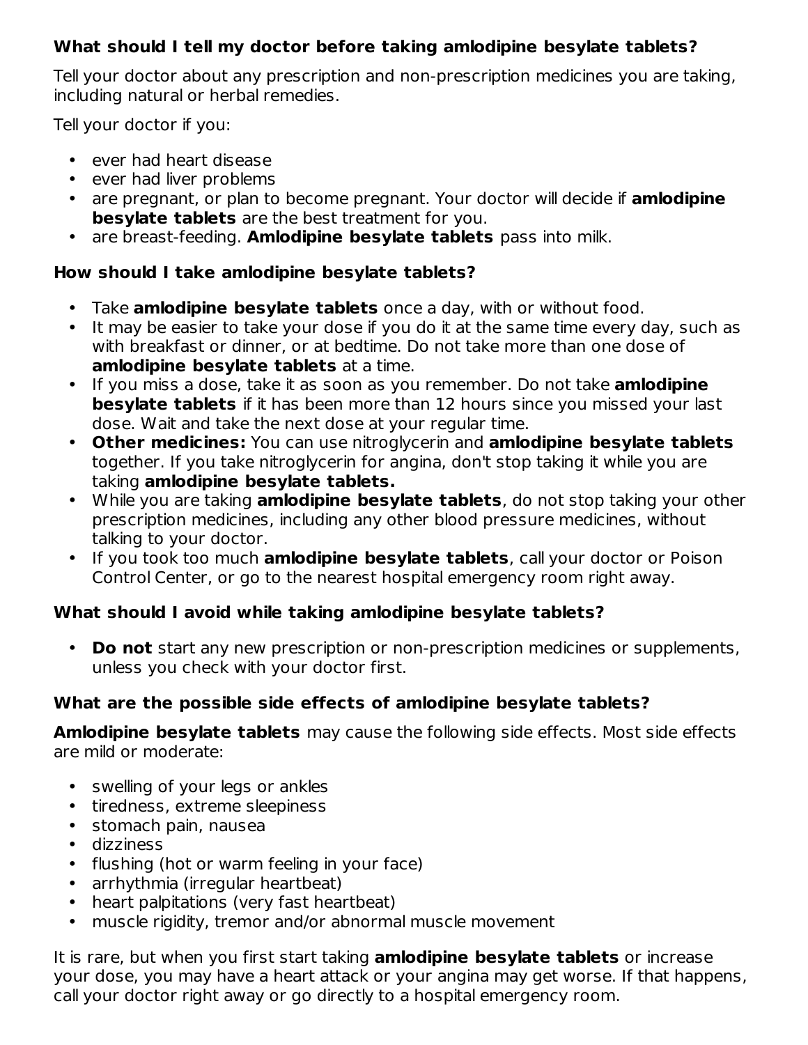### What should I tell my doctor before taking amlodipine besylate tablets?

Tell your doctor about any prescription and non-prescription medicines you are taking, including natural or herbal remedies.

Tell your doctor if you:

- ever had heart disease
- ever had liver problems
- are pregnant, or plan to become pregnant. Your doctor will decide if **amlodipine besylate tablets** are the best treatment for you.
- are breast-feeding. **Amlodipine besylate tablets** pass into milk.

### How should I take amlodipine besylate tablets?

- Take **amlodipine besylate tablets** once a day, with or without food.
- It may be easier to take your dose if you do it at the same time every day, such as with breakfast or dinner, or at bedtime. Do not take more than one dose of **amlodipine besylate tablets** at a time.
- If you miss a dose, take it as soon as you remember. Do not take **amlodipine besylate tablets** if it has been more than 12 hours since you missed your last dose. Wait and take the next dose at your regular time.
- **Other medicines:** You can use nitroglycerin and **amlodipine besylate tablets** together. If you take nitroglycerin for angina, don't stop taking it while you are taking **amlodipine besylate tablets.**
- While you are taking **amlodipine besylate tablets**, do not stop taking your other prescription medicines, including any other blood pressure medicines, without talking to your doctor.
- If you took too much **amlodipine besylate tablets**, call your doctor or Poison Control Center, or go to the nearest hospital emergency room right away.

### What should I avoid while taking amlodipine besylate tablets?

- **Do not** start any new prescription or non-prescription medicines or supplements, unless you check with your doctor first.

### What are the possible side effects of amlodipine besylate tablets?

**Amlodipine besylate tablets** may cause the following side effects. Most side effects are mild or moderate:

- swelling of your legs or ankles
- tiredness, extreme sleepiness
- stomach pain, nausea
- dizziness
- flushing (hot or warm feeling in your face)
- arrhythmia (irregular heartbeat)
- heart palpitations (very fast heartbeat)
- muscle rigidity, tremor and/or abnormal muscle movement

It is rare, but when you first start taking **amlodipine besylate tablets** or increase your dose, you may have a heart attack or your angina may get worse. If that happens, call your doctor right away or go directly to a hospital emergency room.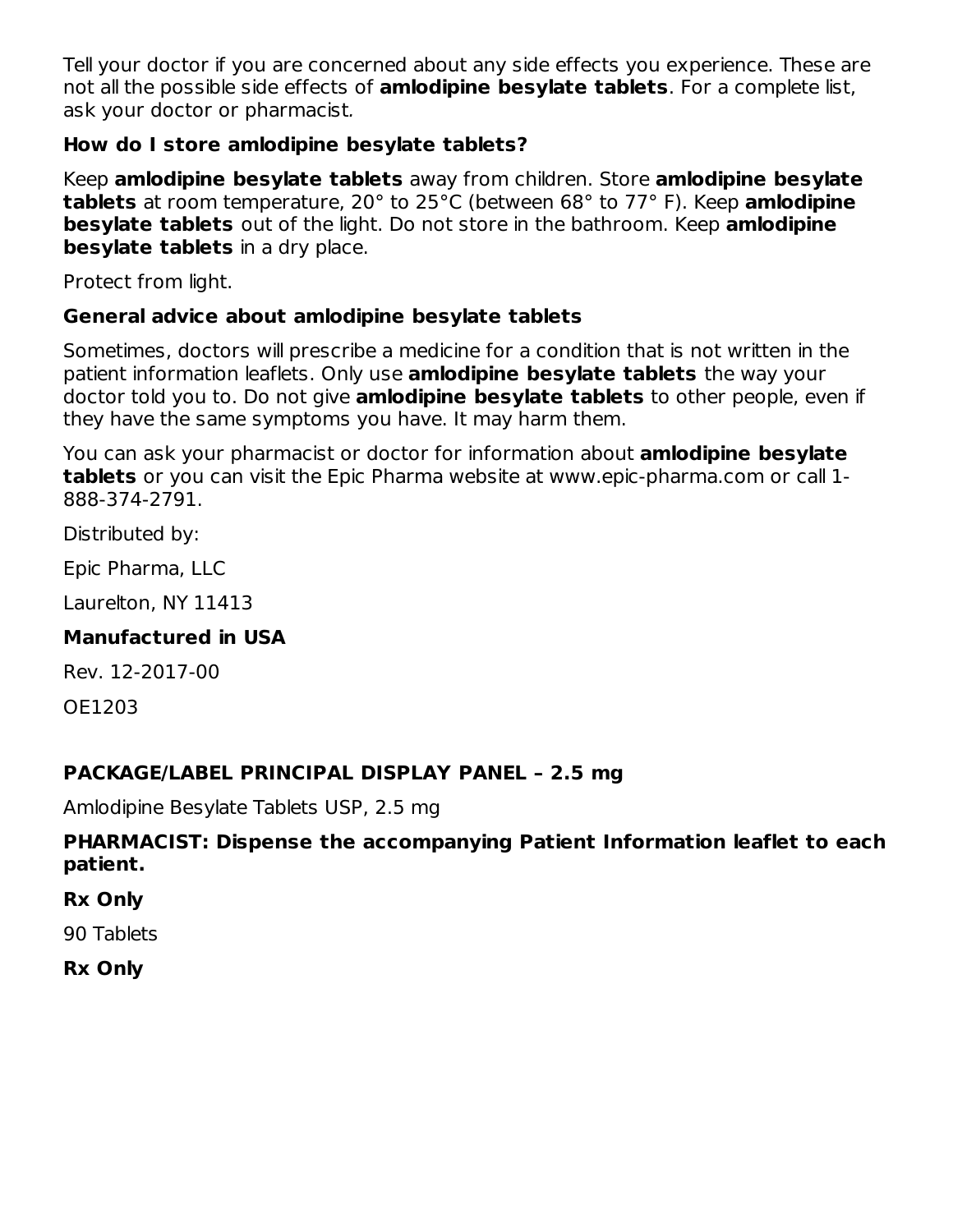Tell your doctor if you are concerned about any side effects you experience. These are not all the possible side effects of **amlodipine besylate tablets**. For a complete list, ask your doctor or pharmacist.

### How do I store amlodipine besylate tablets?

Keep **amlodipine besylate tablets** away from children. Store **amlodipine besylate tablets** at room temperature, 20° to 25°C (between 68° to 77° F). Keep **amlodipine besylate tablets** out of the light. Do not store in the bathroom. Keep **amlodipine besylate tablets** in a dry place.

Protect from light.

### General advice about amlodipine besylate tablets

Sometimes, doctors will prescribe a medicine for a condition that is not written in the patient information leaflets. Only use **amlodipine besylate tablets** the way your doctor told you to. Do not give **amlodipine besylate tablets** to other people, even if they have the same symptoms you have. It may harm them.

You can ask your pharmacist or doctor for information about **amlodipine besylate tablets** or you can visit the Epic Pharma website at www.epic-pharma.com or call 1-888-374-2791.

Distributed by:

Epic Pharma, LLC

Laurelton, NY 11413

**Manufactured in USA**

Rev. 12-2017-00

OE1203

### PACKAGE/LABEL PRINCIPAL DISPLAY PANEL – 2.5 mg

Amlodipine Besylate Tablets USP, 2.5 mg

**PHARMACIST: Dispense the accompanying Patient Information leaflet to each patient.**

**Rx Only**

90 Tablets

**Rx Only**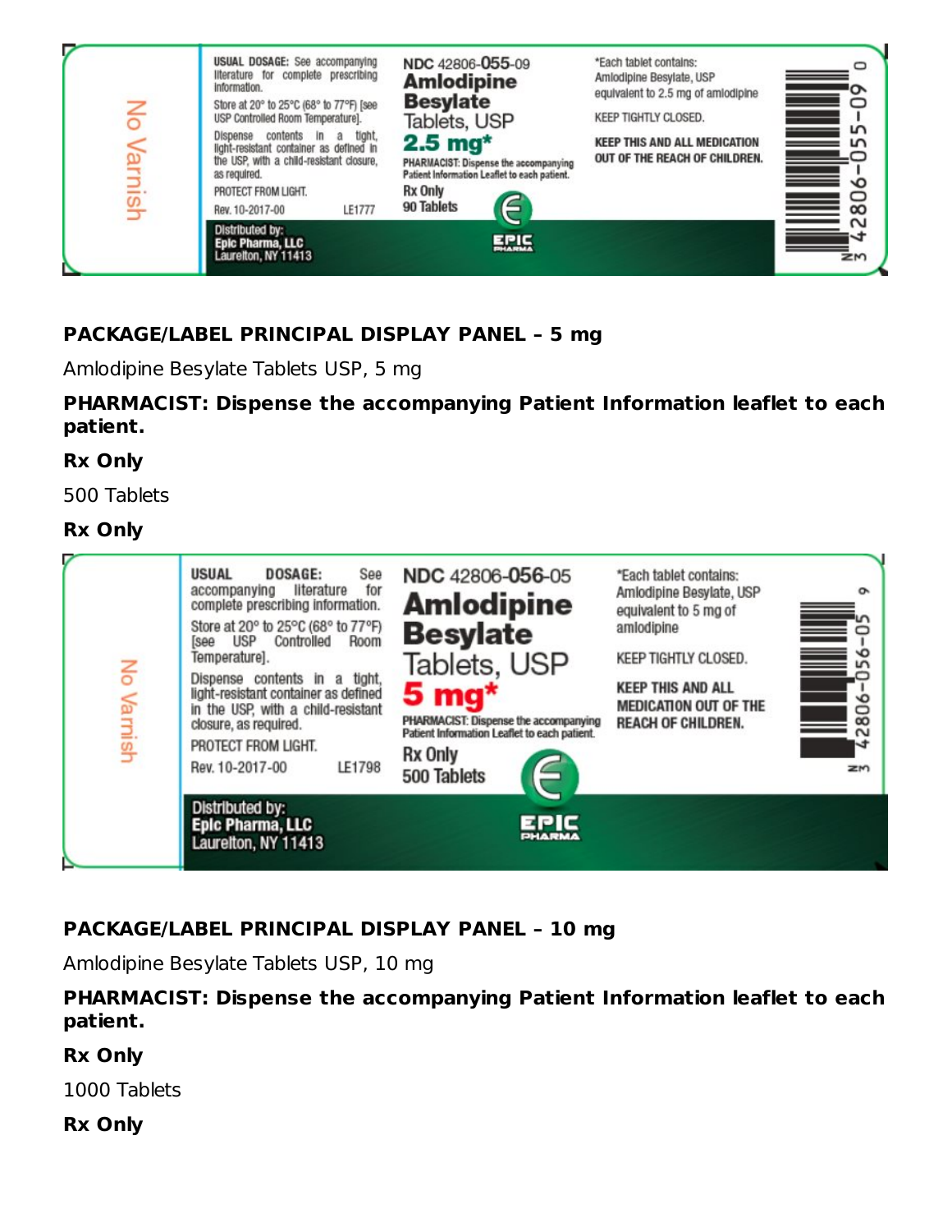No Varnish

USUAL DOSAGE: See accompanying literature for complete prescribing information.

Store at 20° to 25°C (68° to 77°F) [see USP Controlled Room Temperature].

Dispense contents in a tight, light-resistant container as defined in the USP, with a child-resistant closure, as required.

PROTECT FROM LIGHT.

Rev. 10-2017-00 LE1777

Distributed by:
Epic Pharma, LLC
Laurelton, NY 11413

NDC 42806-055-09
**Amlodipine Besylate** Tablets, USP
**2.5 mg***

PHARMACIST: Dispense the accompanying Patient Information Leaflet to each patient.

Rx Only
90 Tablets

EPIC PHARMA

*Each tablet contains: Amlodipine Besylate, USP equivalent to 2.5 mg of amlodipine

KEEP TIGHTLY CLOSED.

KEEP THIS AND ALL MEDICATION OUT OF THE REACH OF CHILDREN.

N 3 42806-055-09 0

**PACKAGE/LABEL PRINCIPAL DISPLAY PANEL – 5 mg**

Amlodipine Besylate Tablets USP, 5 mg

**PHARMACIST: Dispense the accompanying Patient Information leaflet to each patient.**

**Rx Only**

500 Tablets

**Rx Only**

No Varnish

USUAL DOSAGE: See accompanying literature for complete prescribing information.

Store at 20° to 25°C (68° to 77°F) [see USP Controlled Room Temperature].

Dispense contents in a tight, light-resistant container as defined in the USP, with a child-resistant closure, as required.

PROTECT FROM LIGHT.

Rev. 10-2017-00 LE1798

Distributed by:
Epic Pharma, LLC
Laurelton, NY 11413

NDC 42806-056-05
**Amlodipine Besylate** Tablets, USP
**5 mg***

PHARMACIST: Dispense the accompanying Patient Information Leaflet to each patient.

Rx Only
500 Tablets

EPIC PHARMA

*Each tablet contains: Amlodipine Besylate, USP equivalent to 5 mg of amlodipine

KEEP TIGHTLY CLOSED.

KEEP THIS AND ALL MEDICATION OUT OF THE REACH OF CHILDREN.

N 3 42806-056-05 6

**PACKAGE/LABEL PRINCIPAL DISPLAY PANEL – 10 mg**

Amlodipine Besylate Tablets USP, 10 mg

**PHARMACIST: Dispense the accompanying Patient Information leaflet to each patient.**

**Rx Only**

1000 Tablets

**Rx Only**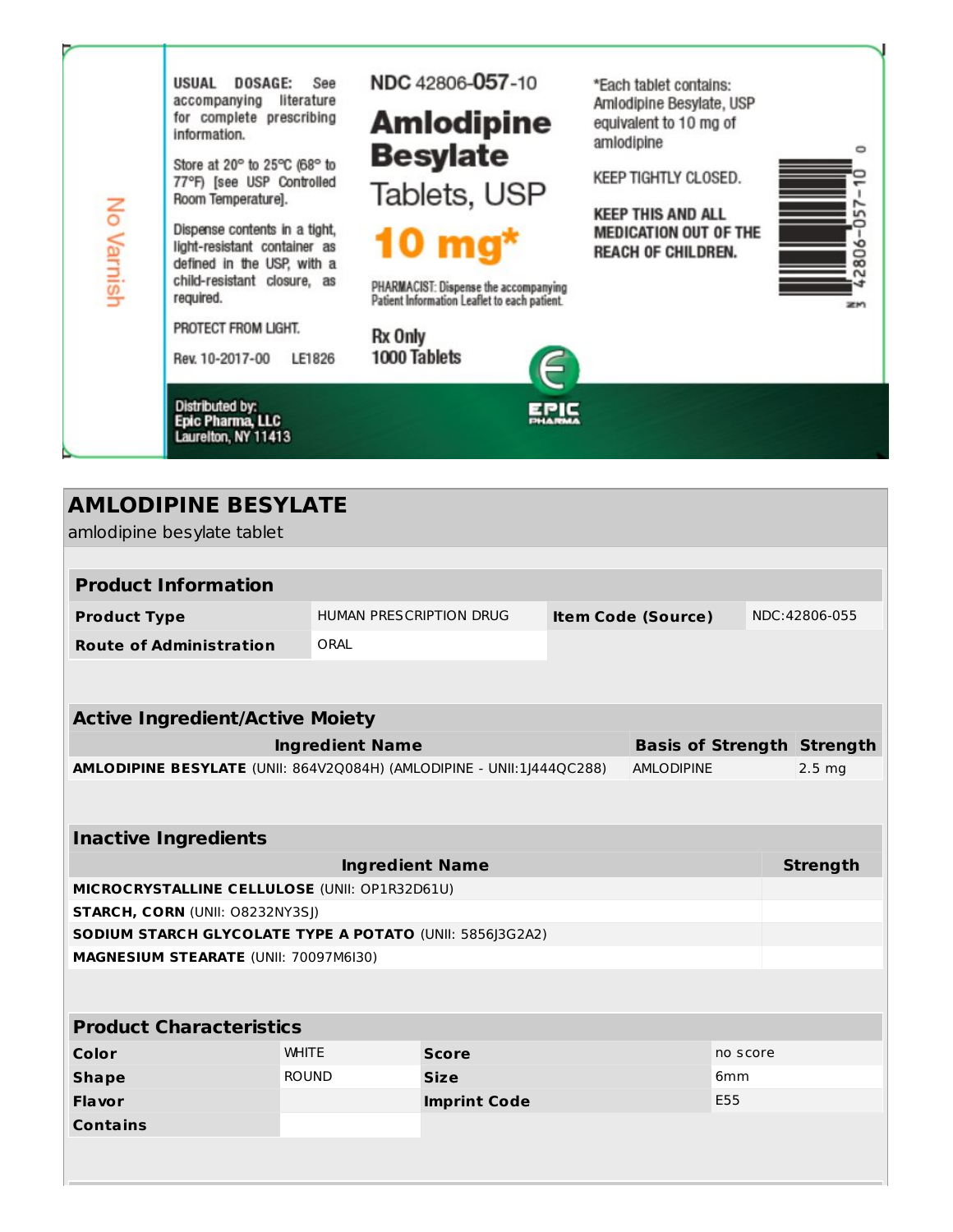No Varnish

USUAL DOSAGE: See accompanying literature for complete prescribing information.

Store at 20° to 25°C (68° to 77°F) [see USP Controlled Room Temperature].

Dispense contents in a tight, light-resistant container as defined in the USP, with a child-resistant closure, as required.

PROTECT FROM LIGHT.

Rev. 10-2017-00 LE1826

NDC 42806-057-10

**Amlodipine Besylate**

Tablets, USP

**10 mg***

PHARMACIST: Dispense the accompanying Patient Information Leaflet to each patient.

Rx Only

1000 Tablets

*Each tablet contains: Amlodipine Besylate, USP equivalent to 10 mg of amlodipine

KEEP TIGHTLY CLOSED.

**KEEP THIS AND ALL MEDICATION OUT OF THE REACH OF CHILDREN.**

3 42806-057-10 0

Distributed by:
Epic Pharma, LLC
Laurelton, NY 11413

EPIC PHARMA

# AMLODIPINE BESYLATE

amlodipine besylate tablet

| Product Information | | | |
|---|---|---|---|
| **Product Type** | HUMAN PRESCRIPTION DRUG | **Item Code (Source)** | NDC:42806-055 |
| **Route of Administration** | ORAL | | |

| Active Ingredient/Active Moiety | | |
|---|---|---|
| **Ingredient Name** | **Basis of Strength** | **Strength** |
| **AMLODIPINE BESYLATE** (UNII: 864V2Q084H) (AMLODIPINE - UNII:1J444QC288) | AMLODIPINE | 2.5 mg |

| Inactive Ingredients | |
|---|---|
| **Ingredient Name** | **Strength** |
| **MICROCRYSTALLINE CELLULOSE** (UNII: OP1R32D61U) | |
| **STARCH, CORN** (UNII: O8232NY3SJ) | |
| **SODIUM STARCH GLYCOLATE TYPE A POTATO** (UNII: 5856J3G2A2) | |
| **MAGNESIUM STEARATE** (UNII: 70097M6I30) | |

| Product Characteristics | | | |
|---|---|---|---|
| **Color** | WHITE | **Score** | no score |
| **Shape** | ROUND | **Size** | 6mm |
| **Flavor** | | **Imprint Code** | E55 |
| **Contains** | | | |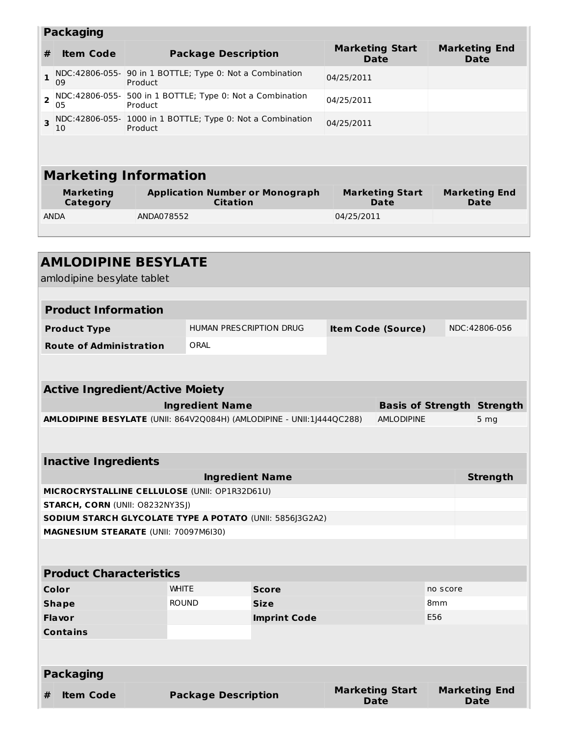| Packaging | | | | |
|---|---|---|---|---|
| **#** | **Item Code** | **Package Description** | **Marketing Start Date** | **Marketing End Date** |
| **1** | NDC:42806-055-09 | 90 in 1 BOTTLE; Type 0: Not a Combination Product | 04/25/2011 | |
| **2** | NDC:42806-055-05 | 500 in 1 BOTTLE; Type 0: Not a Combination Product | 04/25/2011 | |
| **3** | NDC:42806-055-10 | 1000 in 1 BOTTLE; Type 0: Not a Combination Product | 04/25/2011 | |

| Marketing Information | | | |
|---|---|---|---|
| **Marketing Category** | **Application Number or Monograph Citation** | **Marketing Start Date** | **Marketing End Date** |
| ANDA | ANDA078552 | 04/25/2011 | |

## AMLODIPINE BESYLATE

amlodipine besylate tablet

| Product Information | | | |
|---|---|---|---|
| **Product Type** | HUMAN PRESCRIPTION DRUG | **Item Code (Source)** | NDC:42806-056 |
| **Route of Administration** | ORAL | | |

| Active Ingredient/Active Moiety | | |
|---|---|---|
| **Ingredient Name** | **Basis of Strength** | **Strength** |
| **AMLODIPINE BESYLATE** (UNII: 864V2Q084H) (AMLODIPINE - UNII:1J444QC288) | AMLODIPINE | 5 mg |

| Inactive Ingredients | |
|---|---|
| **Ingredient Name** | **Strength** |
| **MICROCRYSTALLINE CELLULOSE** (UNII: OP1R32D61U) | |
| **STARCH, CORN** (UNII: O8232NY3SJ) | |
| **SODIUM STARCH GLYCOLATE TYPE A POTATO** (UNII: 5856J3G2A2) | |
| **MAGNESIUM STEARATE** (UNII: 70097M6I30) | |

| Product Characteristics | | | |
|---|---|---|---|
| **Color** | WHITE | **Score** | no score |
| **Shape** | ROUND | **Size** | 8mm |
| **Flavor** | | **Imprint Code** | E56 |
| **Contains** | | | |

| Packaging | | | | |
|---|---|---|---|---|
| **#** | **Item Code** | **Package Description** | **Marketing Start Date** | **Marketing End Date** |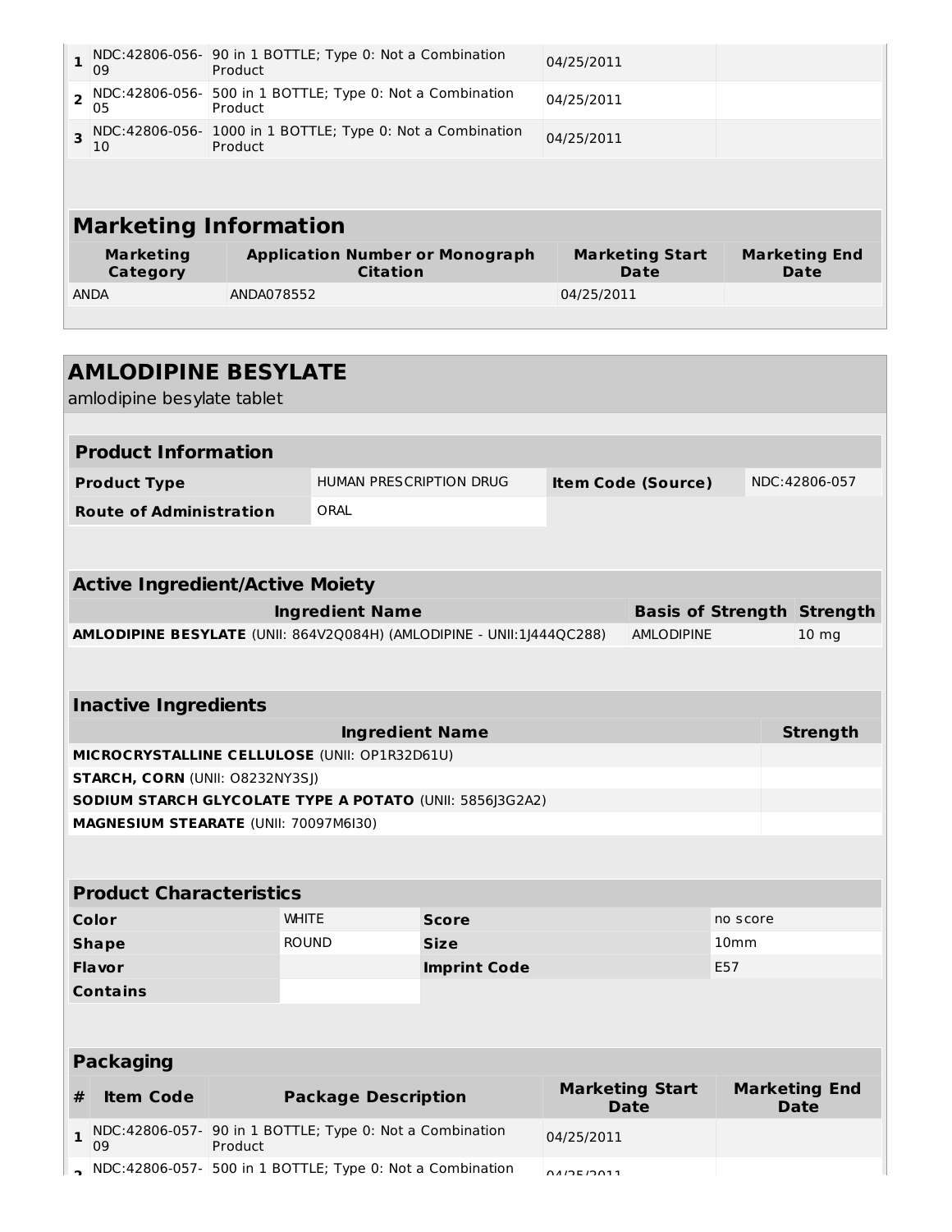| # | Item Code | Package Description | Marketing Start Date | Marketing End Date |
|---|---|---|---|---|
| 1 | NDC:42806-056-09 | 90 in 1 BOTTLE; Type 0: Not a Combination Product | 04/25/2011 | |
| 2 | NDC:42806-056-05 | 500 in 1 BOTTLE; Type 0: Not a Combination Product | 04/25/2011 | |
| 3 | NDC:42806-056-10 | 1000 in 1 BOTTLE; Type 0: Not a Combination Product | 04/25/2011 | |

## Marketing Information

| Marketing Category | Application Number or Monograph Citation | Marketing Start Date | Marketing End Date |
|---|---|---|---|
| ANDA | ANDA078552 | 04/25/2011 | |

# AMLODIPINE BESYLATE

amlodipine besylate tablet

## Product Information

| | | | |
|---|---|---|---|
| **Product Type** | HUMAN PRESCRIPTION DRUG | **Item Code (Source)** | NDC:42806-057 |
| **Route of Administration** | ORAL | | |

## Active Ingredient/Active Moiety

| Ingredient Name | Basis of Strength | Strength |
|---|---|---|
| **AMLODIPINE BESYLATE** (UNII: 864V2Q084H) (AMLODIPINE - UNII:1J444QC288) | AMLODIPINE | 10 mg |

## Inactive Ingredients

| Ingredient Name | Strength |
|---|---|
| **MICROCRYSTALLINE CELLULOSE** (UNII: OP1R32D61U) | |
| **STARCH, CORN** (UNII: O8232NY3SJ) | |
| **SODIUM STARCH GLYCOLATE TYPE A POTATO** (UNII: 5856J3G2A2) | |
| **MAGNESIUM STEARATE** (UNII: 70097M6I30) | |

## Product Characteristics

| | | | |
|---|---|---|---|
| **Color** | WHITE | **Score** | no score |
| **Shape** | ROUND | **Size** | 10mm |
| **Flavor** | | **Imprint Code** | E57 |
| **Contains** | | | |

## Packaging

| # | Item Code | Package Description | Marketing Start Date | Marketing End Date |
|---|---|---|---|---|
| 1 | NDC:42806-057-09 | 90 in 1 BOTTLE; Type 0: Not a Combination Product | 04/25/2011 | |
| 2 | NDC:42806-057- | 500 in 1 BOTTLE; Type 0: Not a Combination | 04/25/2011 | |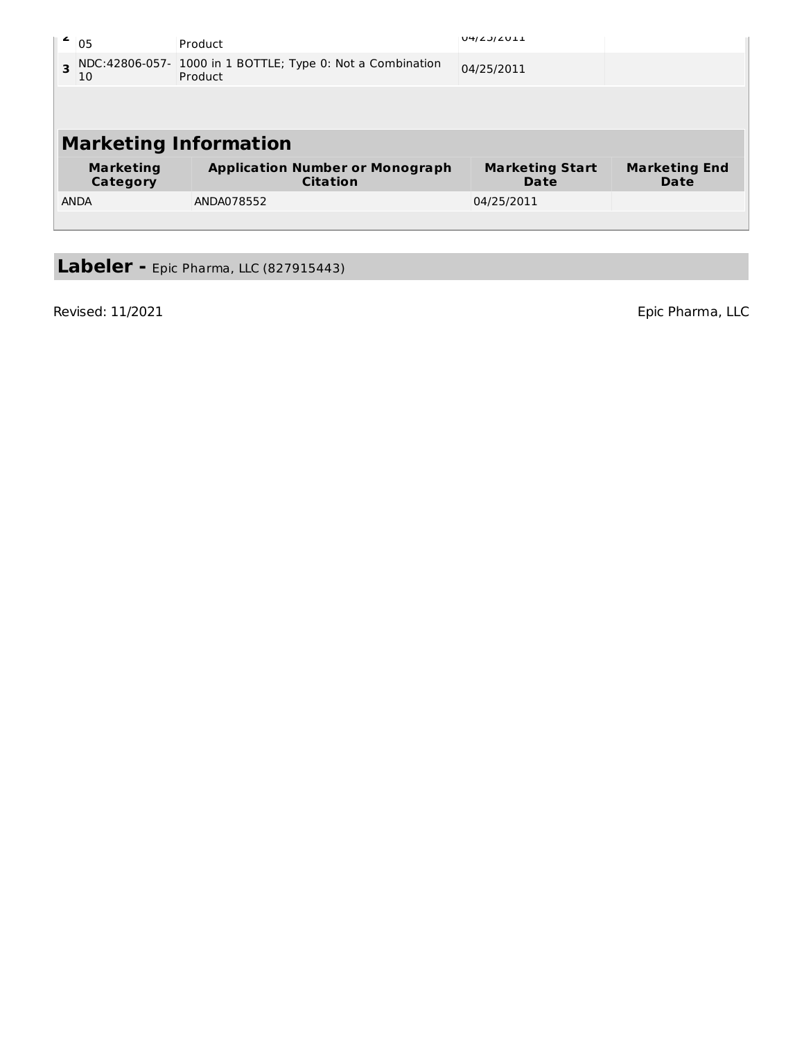| | | | | |
|---|---|---|---|---|
| 2 | 05 | Product | 04/25/2011 | |
| 3 | NDC:42806-057-10 | 1000 in 1 BOTTLE; Type 0: Not a Combination Product | 04/25/2011 | |

## Marketing Information

| Marketing Category | Application Number or Monograph Citation | Marketing Start Date | Marketing End Date |
|---|---|---|---|
| ANDA | ANDA078552 | 04/25/2011 | |

## Labeler - Epic Pharma, LLC (827915443)

Revised: 11/2021

Epic Pharma, LLC